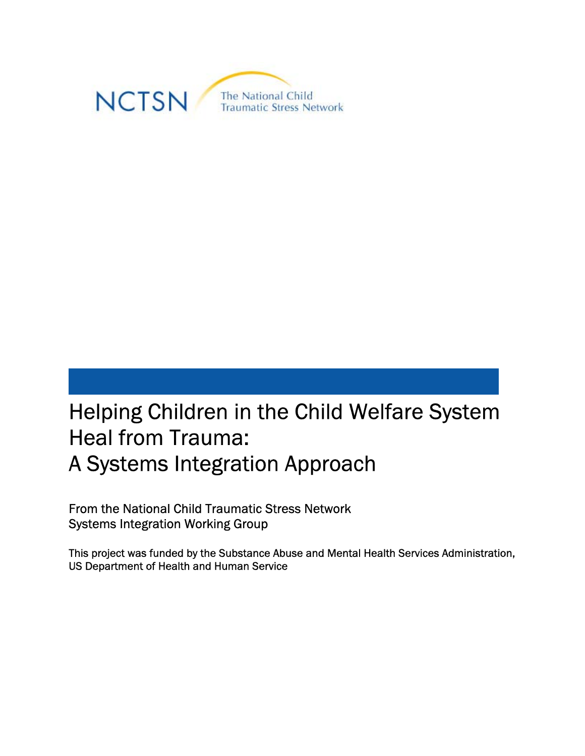NCTSN The National Child Traumatic Stress Network

# Helping Children in the Child Welfare System Heal from Trauma: A Systems Integration Approach

From the National Child Traumatic Stress Network Systems Integration Working Group

This project was funded by the Substance Abuse and Mental Health Services Administration, US Department of Health and Human Service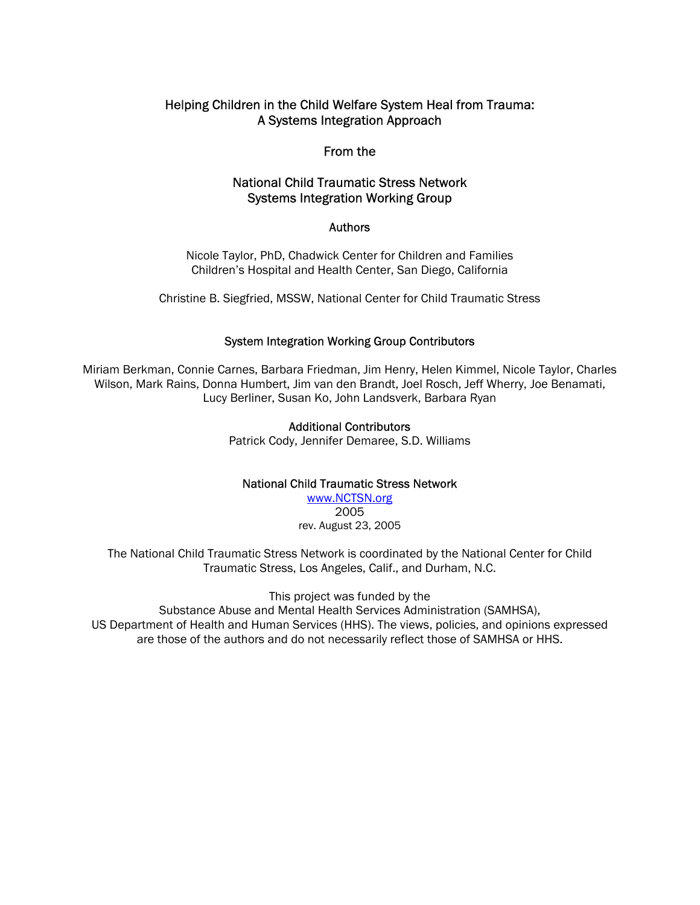# Helping Children in the Child Welfare System Heal from Trauma: A Systems Integration Approach

From the

## National Child Traumatic Stress Network Systems Integration Working Group

### Authors

Nicole Taylor, PhD, Chadwick Center for Children and Families
Children's Hospital and Health Center, San Diego, California

Christine B. Siegfried, MSSW, National Center for Child Traumatic Stress

### System Integration Working Group Contributors

Miriam Berkman, Connie Carnes, Barbara Friedman, Jim Henry, Helen Kimmel, Nicole Taylor, Charles Wilson, Mark Rains, Donna Humbert, Jim van den Brandt, Joel Rosch, Jeff Wherry, Joe Benamati, Lucy Berliner, Susan Ko, John Landsverk, Barbara Ryan

### Additional Contributors

Patrick Cody, Jennifer Demaree, S.D. Williams

National Child Traumatic Stress Network
www.NCTSN.org
2005
rev. August 23, 2005

The National Child Traumatic Stress Network is coordinated by the National Center for Child Traumatic Stress, Los Angeles, Calif., and Durham, N.C.

This project was funded by the
Substance Abuse and Mental Health Services Administration (SAMHSA),
US Department of Health and Human Services (HHS). The views, policies, and opinions expressed are those of the authors and do not necessarily reflect those of SAMHSA or HHS.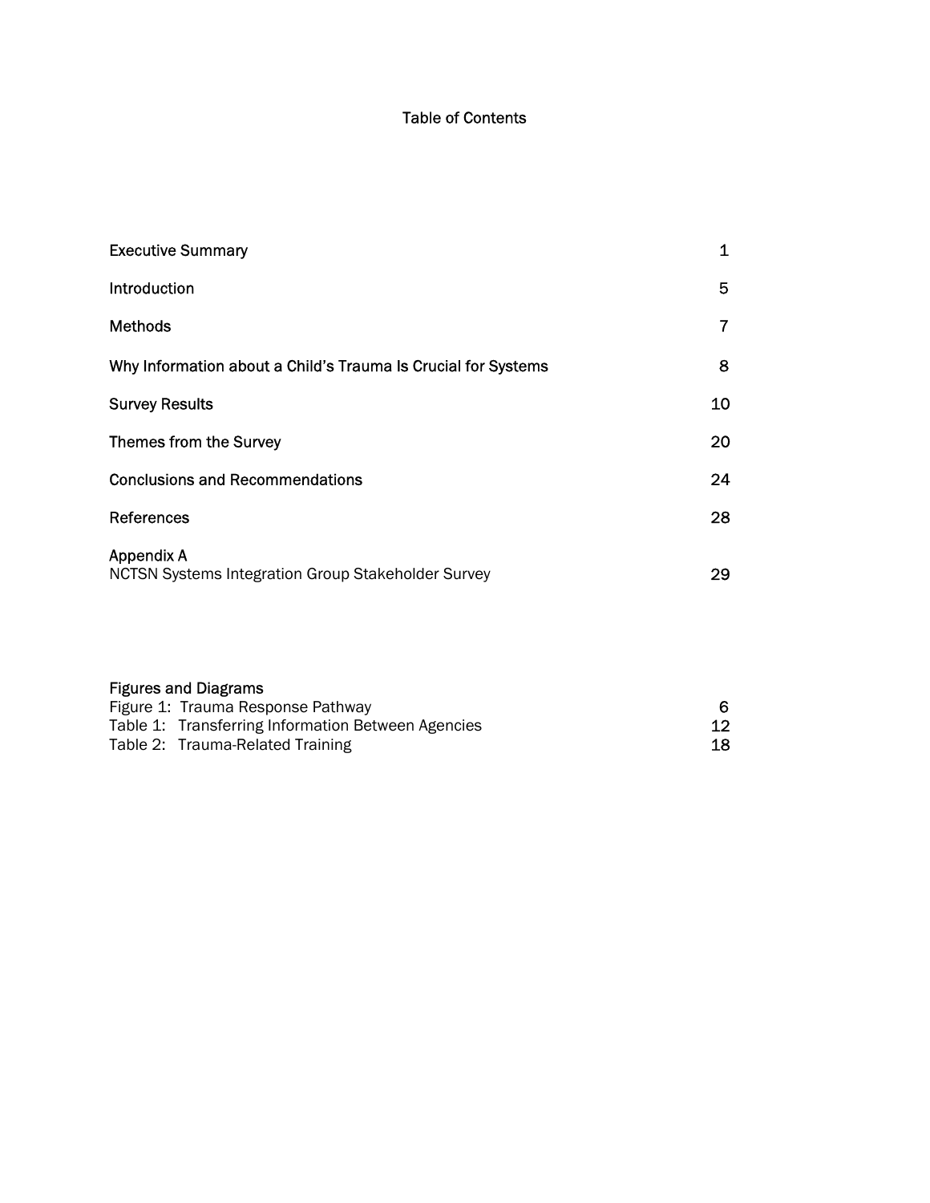# Table of Contents

| | |
|---|---|
| Executive Summary | 1 |
| Introduction | 5 |
| Methods | 7 |
| Why Information about a Child's Trauma Is Crucial for Systems | 8 |
| Survey Results | 10 |
| Themes from the Survey | 20 |
| Conclusions and Recommendations | 24 |
| References | 28 |
| Appendix A<br>NCTSN Systems Integration Group Stakeholder Survey | 29 |

**Figures and Diagrams**

| | |
|---|---|
| Figure 1: Trauma Response Pathway | 6 |
| Table 1: Transferring Information Between Agencies | 12 |
| Table 2: Trauma-Related Training | 18 |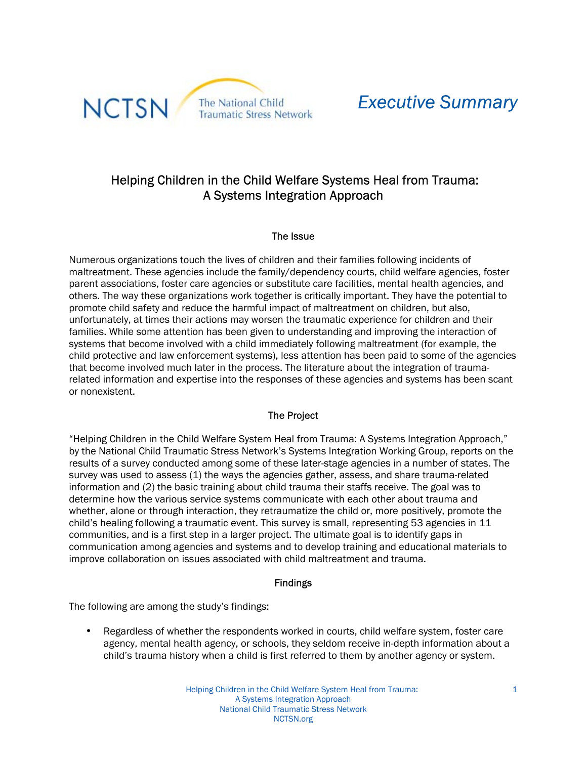NCTSN The National Child Traumatic Stress Network

*Executive Summary*

# Helping Children in the Child Welfare Systems Heal from Trauma: A Systems Integration Approach

## The Issue

Numerous organizations touch the lives of children and their families following incidents of maltreatment. These agencies include the family/dependency courts, child welfare agencies, foster parent associations, foster care agencies or substitute care facilities, mental health agencies, and others. The way these organizations work together is critically important. They have the potential to promote child safety and reduce the harmful impact of maltreatment on children, but also, unfortunately, at times their actions may worsen the traumatic experience for children and their families. While some attention has been given to understanding and improving the interaction of systems that become involved with a child immediately following maltreatment (for example, the child protective and law enforcement systems), less attention has been paid to some of the agencies that become involved much later in the process. The literature about the integration of trauma-related information and expertise into the responses of these agencies and systems has been scant or nonexistent.

## The Project

"Helping Children in the Child Welfare System Heal from Trauma: A Systems Integration Approach," by the National Child Traumatic Stress Network's Systems Integration Working Group, reports on the results of a survey conducted among some of these later-stage agencies in a number of states. The survey was used to assess (1) the ways the agencies gather, assess, and share trauma-related information and (2) the basic training about child trauma their staffs receive. The goal was to determine how the various service systems communicate with each other about trauma and whether, alone or through interaction, they retraumatize the child or, more positively, promote the child's healing following a traumatic event. This survey is small, representing 53 agencies in 11 communities, and is a first step in a larger project. The ultimate goal is to identify gaps in communication among agencies and systems and to develop training and educational materials to improve collaboration on issues associated with child maltreatment and trauma.

## Findings

The following are among the study's findings:

- Regardless of whether the respondents worked in courts, child welfare system, foster care agency, mental health agency, or schools, they seldom receive in-depth information about a child's trauma history when a child is first referred to them by another agency or system.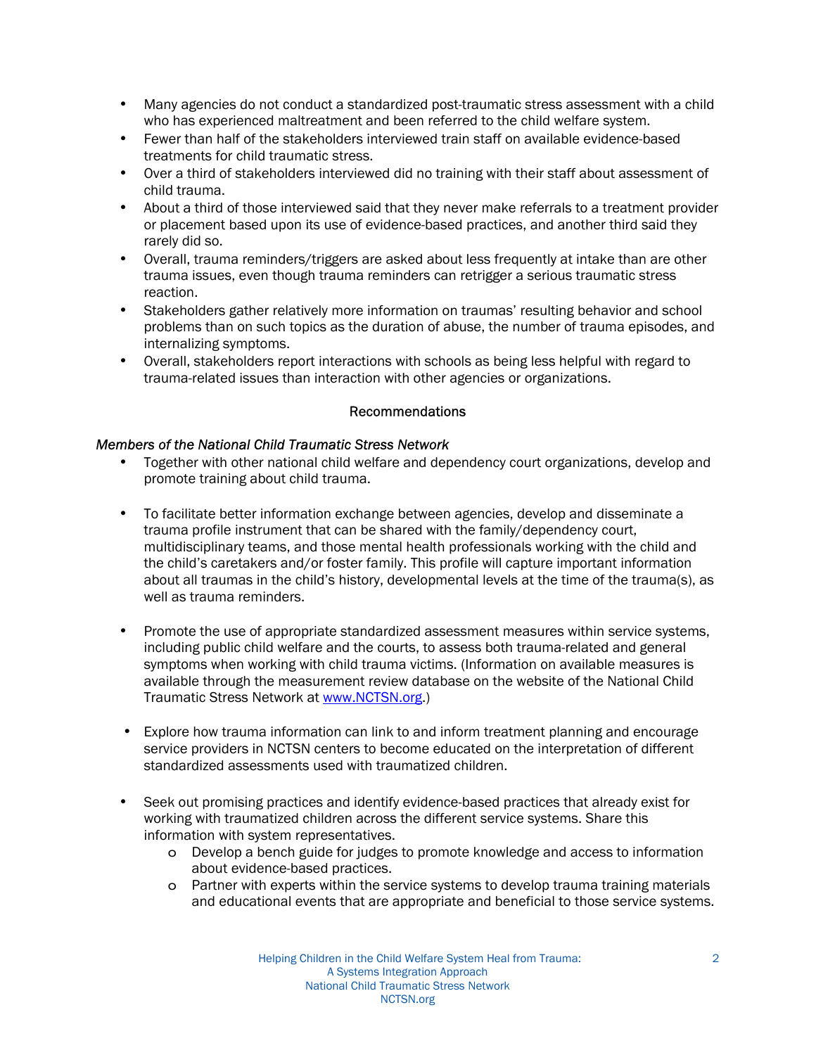- Many agencies do not conduct a standardized post-traumatic stress assessment with a child who has experienced maltreatment and been referred to the child welfare system.
- Fewer than half of the stakeholders interviewed train staff on available evidence-based treatments for child traumatic stress.
- Over a third of stakeholders interviewed did no training with their staff about assessment of child trauma.
- About a third of those interviewed said that they never make referrals to a treatment provider or placement based upon its use of evidence-based practices, and another third said they rarely did so.
- Overall, trauma reminders/triggers are asked about less frequently at intake than are other trauma issues, even though trauma reminders can retrigger a serious traumatic stress reaction.
- Stakeholders gather relatively more information on traumas' resulting behavior and school problems than on such topics as the duration of abuse, the number of trauma episodes, and internalizing symptoms.
- Overall, stakeholders report interactions with schools as being less helpful with regard to trauma-related issues than interaction with other agencies or organizations.

## Recommendations

*Members of the National Child Traumatic Stress Network*

- Together with other national child welfare and dependency court organizations, develop and promote training about child trauma.
- To facilitate better information exchange between agencies, develop and disseminate a trauma profile instrument that can be shared with the family/dependency court, multidisciplinary teams, and those mental health professionals working with the child and the child's caretakers and/or foster family. This profile will capture important information about all traumas in the child's history, developmental levels at the time of the trauma(s), as well as trauma reminders.
- Promote the use of appropriate standardized assessment measures within service systems, including public child welfare and the courts, to assess both trauma-related and general symptoms when working with child trauma victims. (Information on available measures is available through the measurement review database on the website of the National Child Traumatic Stress Network at www.NCTSN.org.)
- Explore how trauma information can link to and inform treatment planning and encourage service providers in NCTSN centers to become educated on the interpretation of different standardized assessments used with traumatized children.
- Seek out promising practices and identify evidence-based practices that already exist for working with traumatized children across the different service systems. Share this information with system representatives.
  - Develop a bench guide for judges to promote knowledge and access to information about evidence-based practices.
  - Partner with experts within the service systems to develop trauma training materials and educational events that are appropriate and beneficial to those service systems.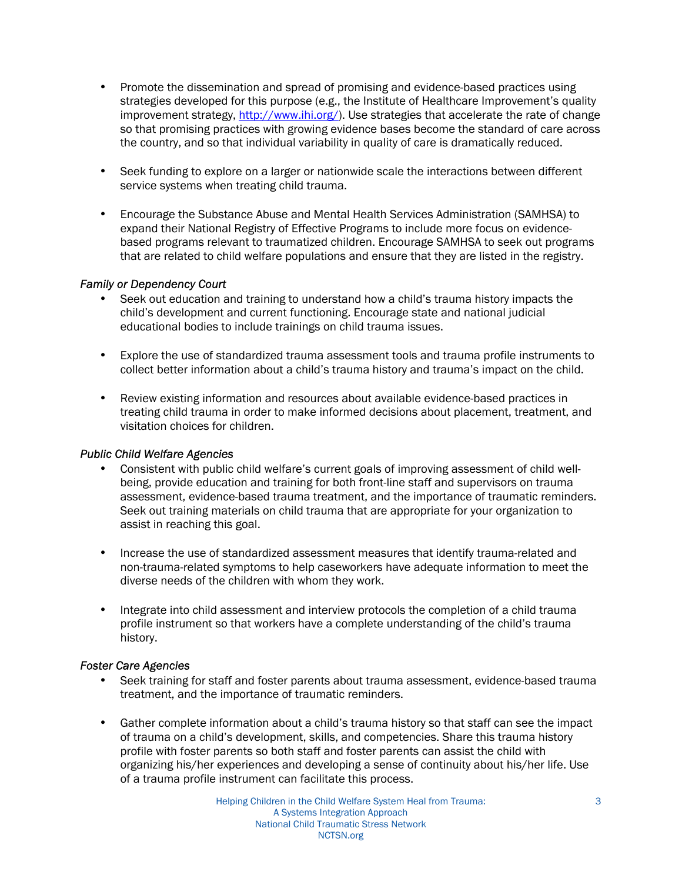- Promote the dissemination and spread of promising and evidence-based practices using strategies developed for this purpose (e.g., the Institute of Healthcare Improvement's quality improvement strategy, [http://www.ihi.org/](http://www.ihi.org/)). Use strategies that accelerate the rate of change so that promising practices with growing evidence bases become the standard of care across the country, and so that individual variability in quality of care is dramatically reduced.

- Seek funding to explore on a larger or nationwide scale the interactions between different service systems when treating child trauma.

- Encourage the Substance Abuse and Mental Health Services Administration (SAMHSA) to expand their National Registry of Effective Programs to include more focus on evidence-based programs relevant to traumatized children. Encourage SAMHSA to seek out programs that are related to child welfare populations and ensure that they are listed in the registry.

*Family or Dependency Court*

- Seek out education and training to understand how a child's trauma history impacts the child's development and current functioning. Encourage state and national judicial educational bodies to include trainings on child trauma issues.

- Explore the use of standardized trauma assessment tools and trauma profile instruments to collect better information about a child's trauma history and trauma's impact on the child.

- Review existing information and resources about available evidence-based practices in treating child trauma in order to make informed decisions about placement, treatment, and visitation choices for children.

*Public Child Welfare Agencies*

- Consistent with public child welfare's current goals of improving assessment of child well-being, provide education and training for both front-line staff and supervisors on trauma assessment, evidence-based trauma treatment, and the importance of traumatic reminders. Seek out training materials on child trauma that are appropriate for your organization to assist in reaching this goal.

- Increase the use of standardized assessment measures that identify trauma-related and non-trauma-related symptoms to help caseworkers have adequate information to meet the diverse needs of the children with whom they work.

- Integrate into child assessment and interview protocols the completion of a child trauma profile instrument so that workers have a complete understanding of the child's trauma history.

*Foster Care Agencies*

- Seek training for staff and foster parents about trauma assessment, evidence-based trauma treatment, and the importance of traumatic reminders.

- Gather complete information about a child's trauma history so that staff can see the impact of trauma on a child's development, skills, and competencies. Share this trauma history profile with foster parents so both staff and foster parents can assist the child with organizing his/her experiences and developing a sense of continuity about his/her life. Use of a trauma profile instrument can facilitate this process.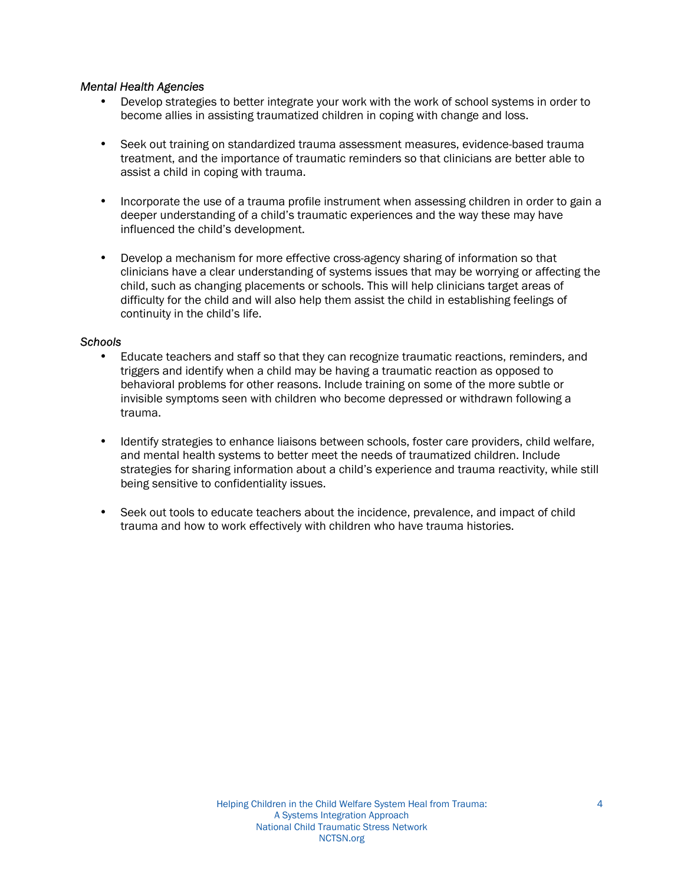*Mental Health Agencies*

- Develop strategies to better integrate your work with the work of school systems in order to become allies in assisting traumatized children in coping with change and loss.

- Seek out training on standardized trauma assessment measures, evidence-based trauma treatment, and the importance of traumatic reminders so that clinicians are better able to assist a child in coping with trauma.

- Incorporate the use of a trauma profile instrument when assessing children in order to gain a deeper understanding of a child's traumatic experiences and the way these may have influenced the child's development.

- Develop a mechanism for more effective cross-agency sharing of information so that clinicians have a clear understanding of systems issues that may be worrying or affecting the child, such as changing placements or schools. This will help clinicians target areas of difficulty for the child and will also help them assist the child in establishing feelings of continuity in the child's life.

*Schools*

- Educate teachers and staff so that they can recognize traumatic reactions, reminders, and triggers and identify when a child may be having a traumatic reaction as opposed to behavioral problems for other reasons. Include training on some of the more subtle or invisible symptoms seen with children who become depressed or withdrawn following a trauma.

- Identify strategies to enhance liaisons between schools, foster care providers, child welfare, and mental health systems to better meet the needs of traumatized children. Include strategies for sharing information about a child's experience and trauma reactivity, while still being sensitive to confidentiality issues.

- Seek out tools to educate teachers about the incidence, prevalence, and impact of child trauma and how to work effectively with children who have trauma histories.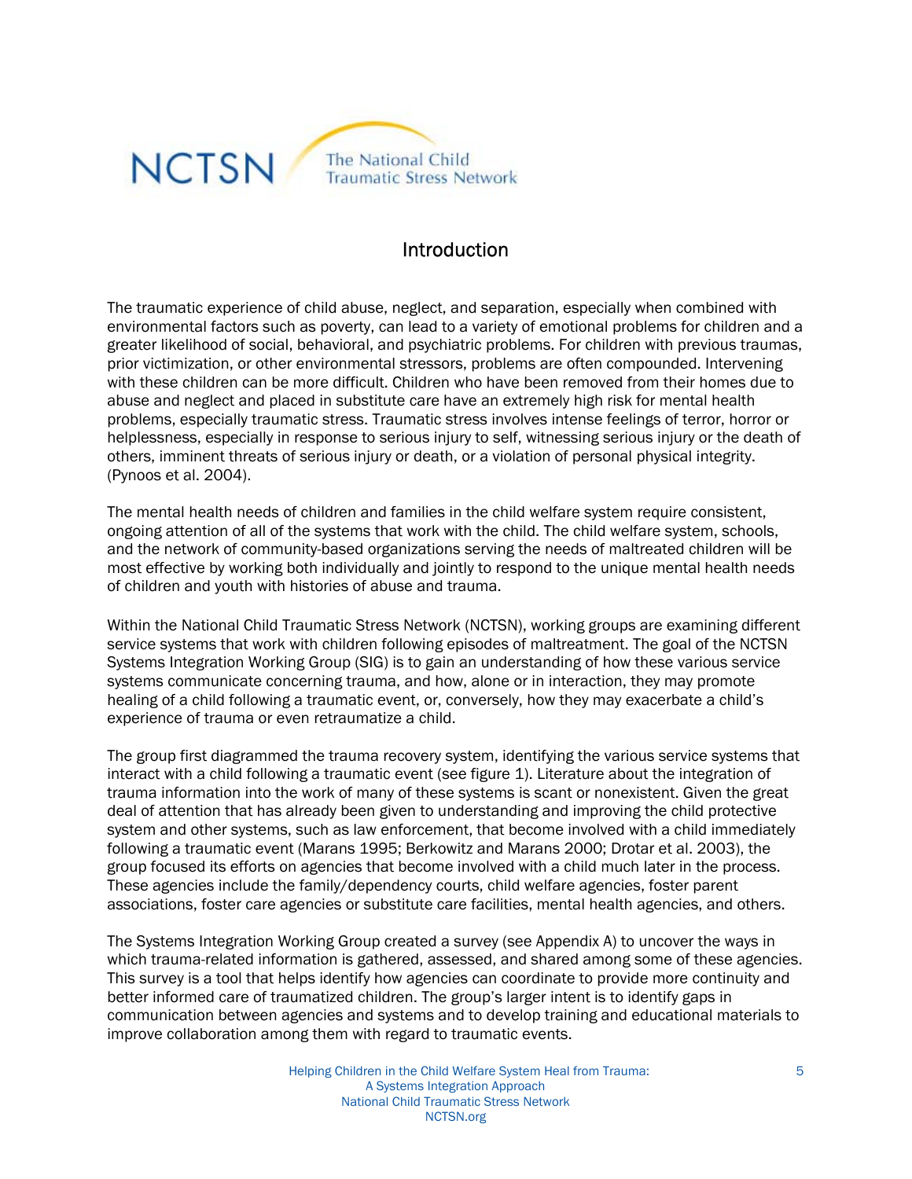## Introduction

The traumatic experience of child abuse, neglect, and separation, especially when combined with environmental factors such as poverty, can lead to a variety of emotional problems for children and a greater likelihood of social, behavioral, and psychiatric problems. For children with previous traumas, prior victimization, or other environmental stressors, problems are often compounded. Intervening with these children can be more difficult. Children who have been removed from their homes due to abuse and neglect and placed in substitute care have an extremely high risk for mental health problems, especially traumatic stress. Traumatic stress involves intense feelings of terror, horror or helplessness, especially in response to serious injury to self, witnessing serious injury or the death of others, imminent threats of serious injury or death, or a violation of personal physical integrity. (Pynoos et al. 2004).

The mental health needs of children and families in the child welfare system require consistent, ongoing attention of all of the systems that work with the child. The child welfare system, schools, and the network of community-based organizations serving the needs of maltreated children will be most effective by working both individually and jointly to respond to the unique mental health needs of children and youth with histories of abuse and trauma.

Within the National Child Traumatic Stress Network (NCTSN), working groups are examining different service systems that work with children following episodes of maltreatment. The goal of the NCTSN Systems Integration Working Group (SIG) is to gain an understanding of how these various service systems communicate concerning trauma, and how, alone or in interaction, they may promote healing of a child following a traumatic event, or, conversely, how they may exacerbate a child's experience of trauma or even retraumatize a child.

The group first diagrammed the trauma recovery system, identifying the various service systems that interact with a child following a traumatic event (see figure 1). Literature about the integration of trauma information into the work of many of these systems is scant or nonexistent. Given the great deal of attention that has already been given to understanding and improving the child protective system and other systems, such as law enforcement, that become involved with a child immediately following a traumatic event (Marans 1995; Berkowitz and Marans 2000; Drotar et al. 2003), the group focused its efforts on agencies that become involved with a child much later in the process. These agencies include the family/dependency courts, child welfare agencies, foster parent associations, foster care agencies or substitute care facilities, mental health agencies, and others.

The Systems Integration Working Group created a survey (see Appendix A) to uncover the ways in which trauma-related information is gathered, assessed, and shared among some of these agencies. This survey is a tool that helps identify how agencies can coordinate to provide more continuity and better informed care of traumatized children. The group's larger intent is to identify gaps in communication between agencies and systems and to develop training and educational materials to improve collaboration among them with regard to traumatic events.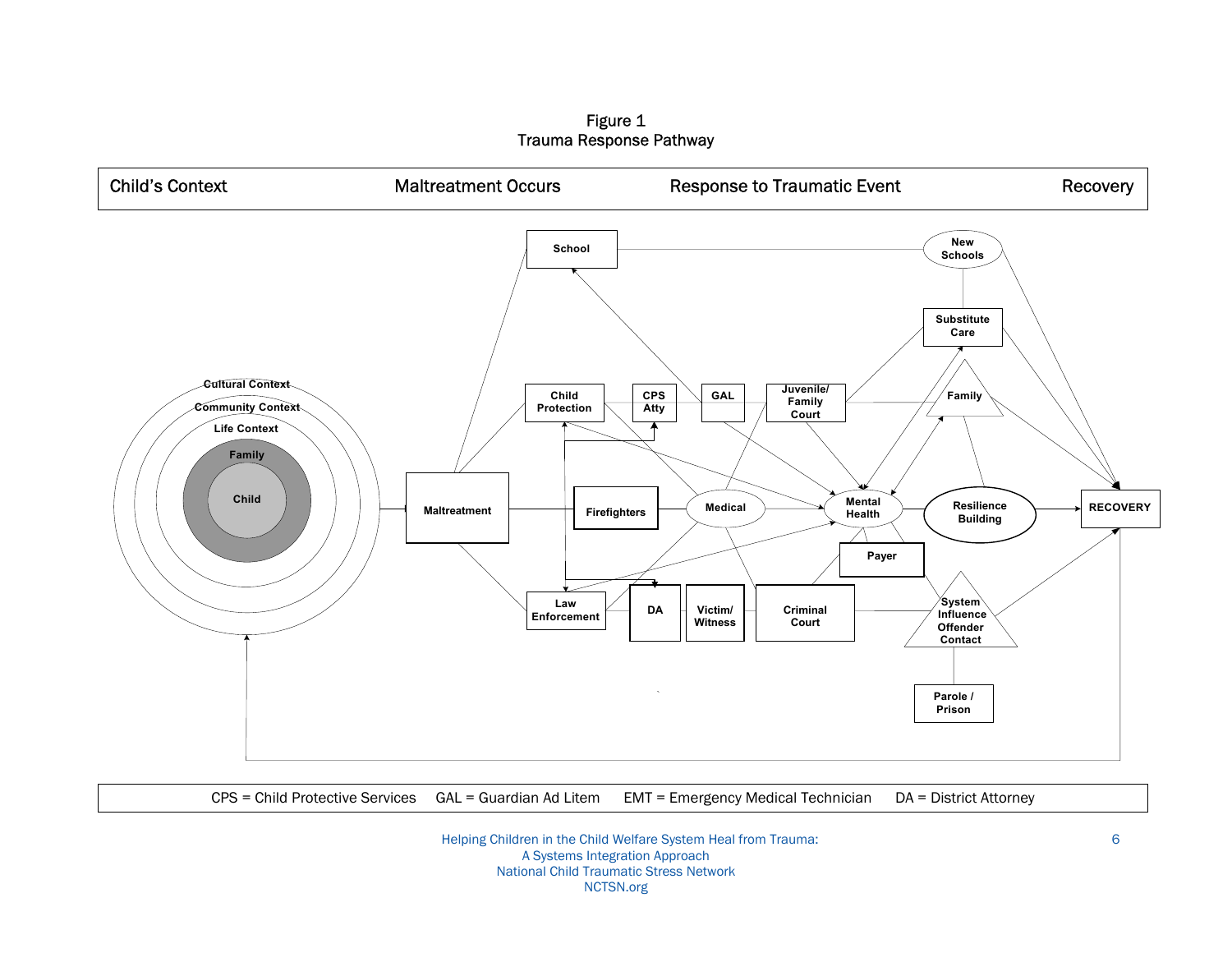Figure 1
Trauma Response Pathway

| Child's Context | Maltreatment Occurs | Response to Traumatic Event | Recovery |
| --- | --- | --- | --- |

Cultural Context
Community Context
Life Context
Family
Child

Maltreatment

School
Child Protection
CPS Atty
GAL
Juvenile/ Family Court
Firefighters
Medical
Mental Health
Payer
Law Enforcement
DA
Victim/ Witness
Criminal Court

New Schools
Substitute Care
Family
Resilience Building
System Influence Offender Contact
Parole / Prison

RECOVERY

CPS = Child Protective Services GAL = Guardian Ad Litem EMT = Emergency Medical Technician DA = District Attorney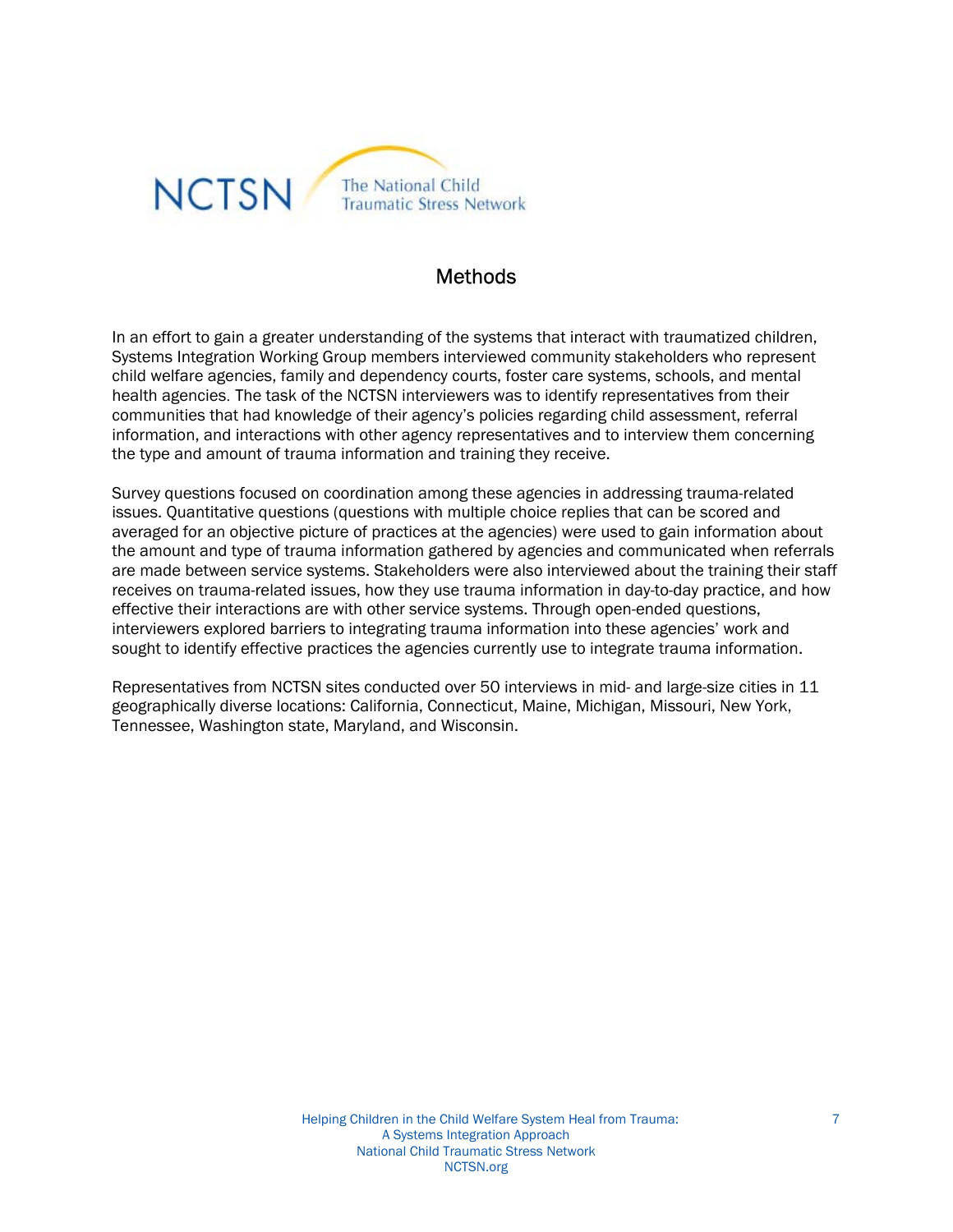## Methods

In an effort to gain a greater understanding of the systems that interact with traumatized children, Systems Integration Working Group members interviewed community stakeholders who represent child welfare agencies, family and dependency courts, foster care systems, schools, and mental health agencies. The task of the NCTSN interviewers was to identify representatives from their communities that had knowledge of their agency's policies regarding child assessment, referral information, and interactions with other agency representatives and to interview them concerning the type and amount of trauma information and training they receive.

Survey questions focused on coordination among these agencies in addressing trauma-related issues. Quantitative questions (questions with multiple choice replies that can be scored and averaged for an objective picture of practices at the agencies) were used to gain information about the amount and type of trauma information gathered by agencies and communicated when referrals are made between service systems. Stakeholders were also interviewed about the training their staff receives on trauma-related issues, how they use trauma information in day-to-day practice, and how effective their interactions are with other service systems. Through open-ended questions, interviewers explored barriers to integrating trauma information into these agencies' work and sought to identify effective practices the agencies currently use to integrate trauma information.

Representatives from NCTSN sites conducted over 50 interviews in mid- and large-size cities in 11 geographically diverse locations: California, Connecticut, Maine, Michigan, Missouri, New York, Tennessee, Washington state, Maryland, and Wisconsin.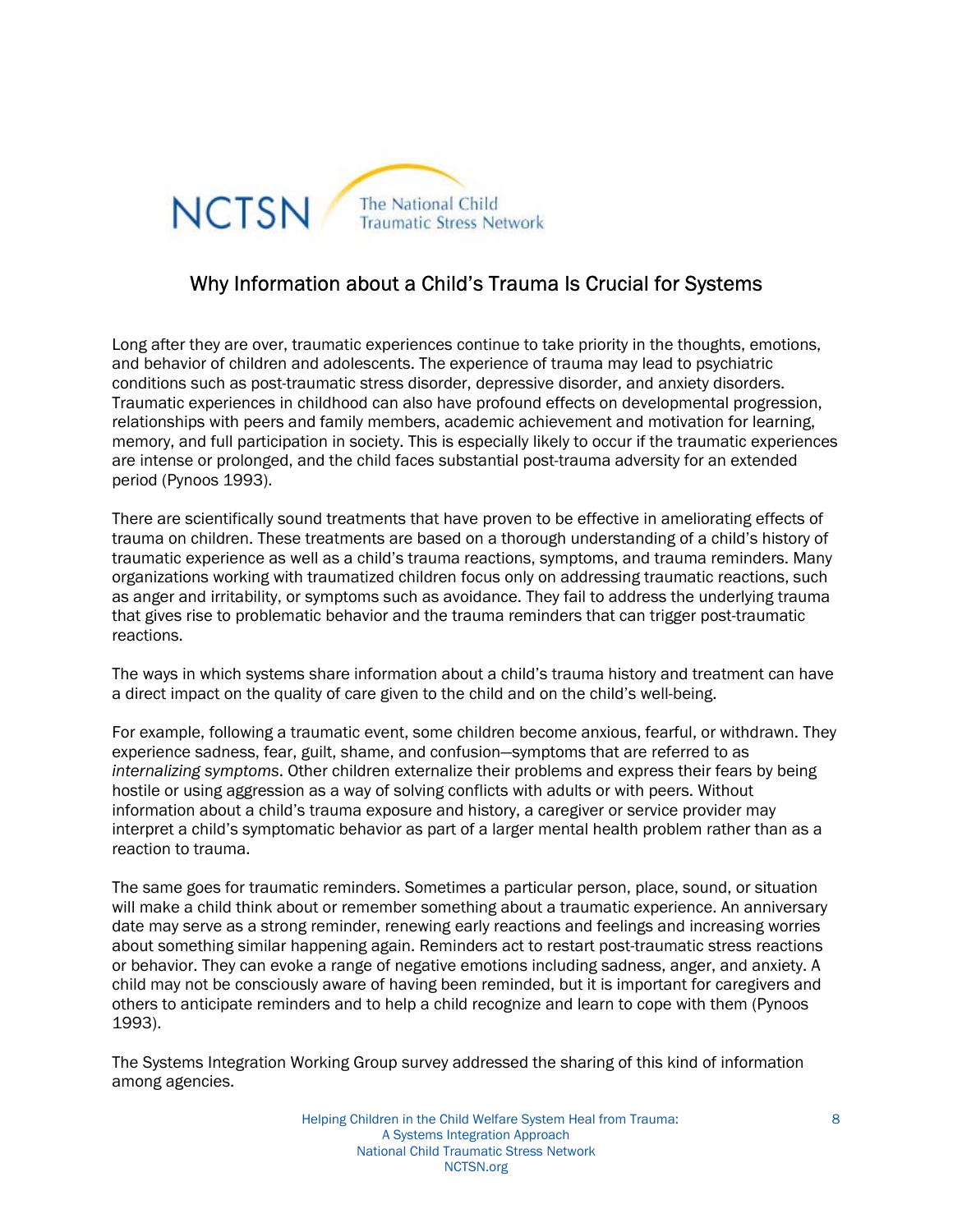## Why Information about a Child's Trauma Is Crucial for Systems

Long after they are over, traumatic experiences continue to take priority in the thoughts, emotions, and behavior of children and adolescents. The experience of trauma may lead to psychiatric conditions such as post-traumatic stress disorder, depressive disorder, and anxiety disorders. Traumatic experiences in childhood can also have profound effects on developmental progression, relationships with peers and family members, academic achievement and motivation for learning, memory, and full participation in society. This is especially likely to occur if the traumatic experiences are intense or prolonged, and the child faces substantial post-trauma adversity for an extended period (Pynoos 1993).

There are scientifically sound treatments that have proven to be effective in ameliorating effects of trauma on children. These treatments are based on a thorough understanding of a child's history of traumatic experience as well as a child's trauma reactions, symptoms, and trauma reminders. Many organizations working with traumatized children focus only on addressing traumatic reactions, such as anger and irritability, or symptoms such as avoidance. They fail to address the underlying trauma that gives rise to problematic behavior and the trauma reminders that can trigger post-traumatic reactions.

The ways in which systems share information about a child's trauma history and treatment can have a direct impact on the quality of care given to the child and on the child's well-being.

For example, following a traumatic event, some children become anxious, fearful, or withdrawn. They experience sadness, fear, guilt, shame, and confusion—symptoms that are referred to as *internalizing symptoms*. Other children externalize their problems and express their fears by being hostile or using aggression as a way of solving conflicts with adults or with peers. Without information about a child's trauma exposure and history, a caregiver or service provider may interpret a child's symptomatic behavior as part of a larger mental health problem rather than as a reaction to trauma.

The same goes for traumatic reminders. Sometimes a particular person, place, sound, or situation will make a child think about or remember something about a traumatic experience. An anniversary date may serve as a strong reminder, renewing early reactions and feelings and increasing worries about something similar happening again. Reminders act to restart post-traumatic stress reactions or behavior. They can evoke a range of negative emotions including sadness, anger, and anxiety. A child may not be consciously aware of having been reminded, but it is important for caregivers and others to anticipate reminders and to help a child recognize and learn to cope with them (Pynoos 1993).

The Systems Integration Working Group survey addressed the sharing of this kind of information among agencies.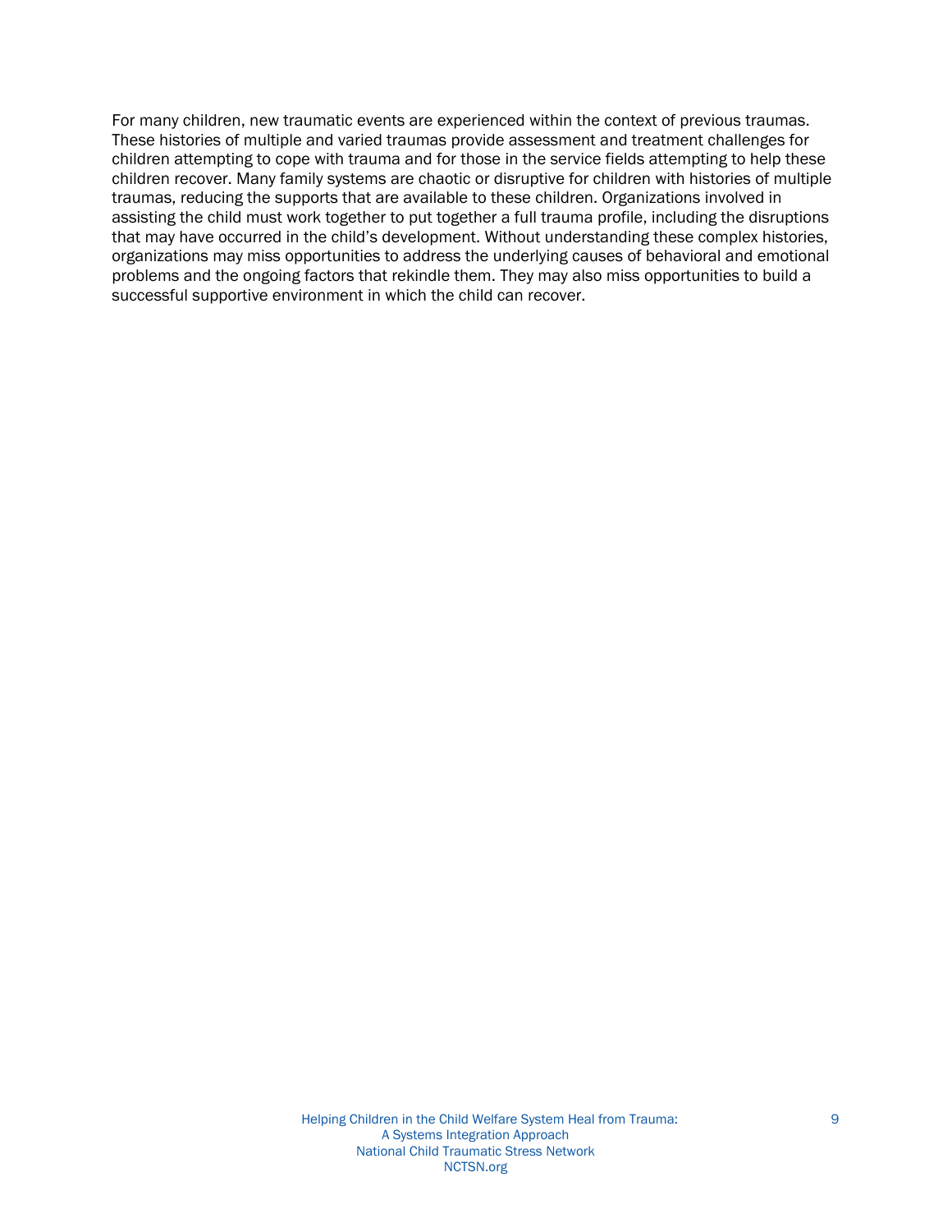For many children, new traumatic events are experienced within the context of previous traumas. These histories of multiple and varied traumas provide assessment and treatment challenges for children attempting to cope with trauma and for those in the service fields attempting to help these children recover. Many family systems are chaotic or disruptive for children with histories of multiple traumas, reducing the supports that are available to these children. Organizations involved in assisting the child must work together to put together a full trauma profile, including the disruptions that may have occurred in the child's development. Without understanding these complex histories, organizations may miss opportunities to address the underlying causes of behavioral and emotional problems and the ongoing factors that rekindle them. They may also miss opportunities to build a successful supportive environment in which the child can recover.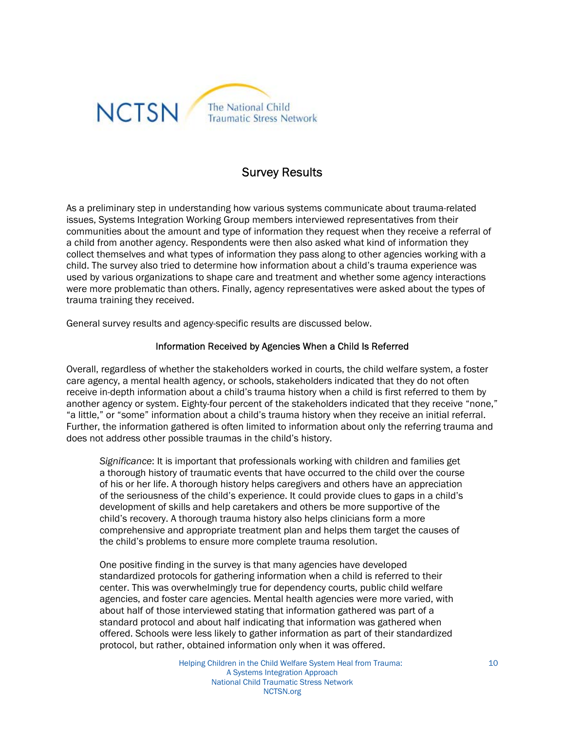## Survey Results

As a preliminary step in understanding how various systems communicate about trauma-related issues, Systems Integration Working Group members interviewed representatives from their communities about the amount and type of information they request when they receive a referral of a child from another agency. Respondents were then also asked what kind of information they collect themselves and what types of information they pass along to other agencies working with a child. The survey also tried to determine how information about a child's trauma experience was used by various organizations to shape care and treatment and whether some agency interactions were more problematic than others. Finally, agency representatives were asked about the types of trauma training they received.

General survey results and agency-specific results are discussed below.

### Information Received by Agencies When a Child Is Referred

Overall, regardless of whether the stakeholders worked in courts, the child welfare system, a foster care agency, a mental health agency, or schools, stakeholders indicated that they do not often receive in-depth information about a child's trauma history when a child is first referred to them by another agency or system. Eighty-four percent of the stakeholders indicated that they receive "none," "a little," or "some" information about a child's trauma history when they receive an initial referral. Further, the information gathered is often limited to information about only the referring trauma and does not address other possible traumas in the child's history.

> *Significance*: It is important that professionals working with children and families get a thorough history of traumatic events that have occurred to the child over the course of his or her life. A thorough history helps caregivers and others have an appreciation of the seriousness of the child's experience. It could provide clues to gaps in a child's development of skills and help caretakers and others be more supportive of the child's recovery. A thorough trauma history also helps clinicians form a more comprehensive and appropriate treatment plan and helps them target the causes of the child's problems to ensure more complete trauma resolution.
>
> One positive finding in the survey is that many agencies have developed standardized protocols for gathering information when a child is referred to their center. This was overwhelmingly true for dependency courts, public child welfare agencies, and foster care agencies. Mental health agencies were more varied, with about half of those interviewed stating that information gathered was part of a standard protocol and about half indicating that information was gathered when offered. Schools were less likely to gather information as part of their standardized protocol, but rather, obtained information only when it was offered.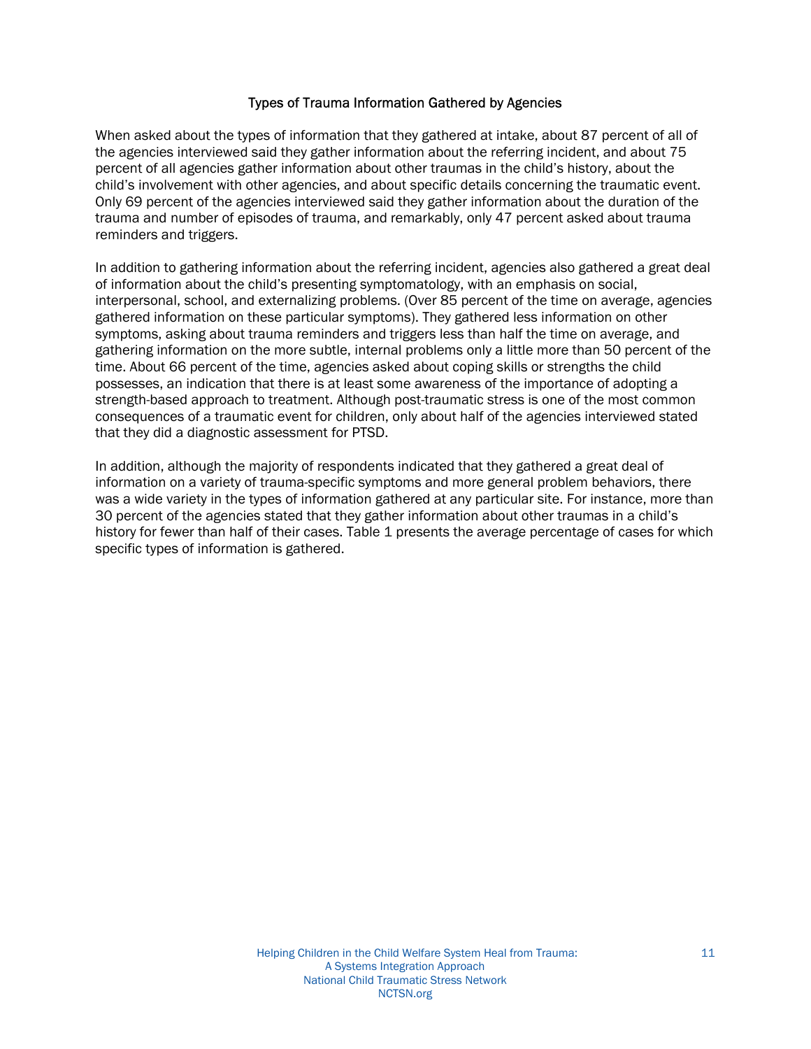### Types of Trauma Information Gathered by Agencies

When asked about the types of information that they gathered at intake, about 87 percent of all of the agencies interviewed said they gather information about the referring incident, and about 75 percent of all agencies gather information about other traumas in the child's history, about the child's involvement with other agencies, and about specific details concerning the traumatic event. Only 69 percent of the agencies interviewed said they gather information about the duration of the trauma and number of episodes of trauma, and remarkably, only 47 percent asked about trauma reminders and triggers.

In addition to gathering information about the referring incident, agencies also gathered a great deal of information about the child's presenting symptomatology, with an emphasis on social, interpersonal, school, and externalizing problems. (Over 85 percent of the time on average, agencies gathered information on these particular symptoms). They gathered less information on other symptoms, asking about trauma reminders and triggers less than half the time on average, and gathering information on the more subtle, internal problems only a little more than 50 percent of the time. About 66 percent of the time, agencies asked about coping skills or strengths the child possesses, an indication that there is at least some awareness of the importance of adopting a strength-based approach to treatment. Although post-traumatic stress is one of the most common consequences of a traumatic event for children, only about half of the agencies interviewed stated that they did a diagnostic assessment for PTSD.

In addition, although the majority of respondents indicated that they gathered a great deal of information on a variety of trauma-specific symptoms and more general problem behaviors, there was a wide variety in the types of information gathered at any particular site. For instance, more than 30 percent of the agencies stated that they gather information about other traumas in a child's history for fewer than half of their cases. Table 1 presents the average percentage of cases for which specific types of information is gathered.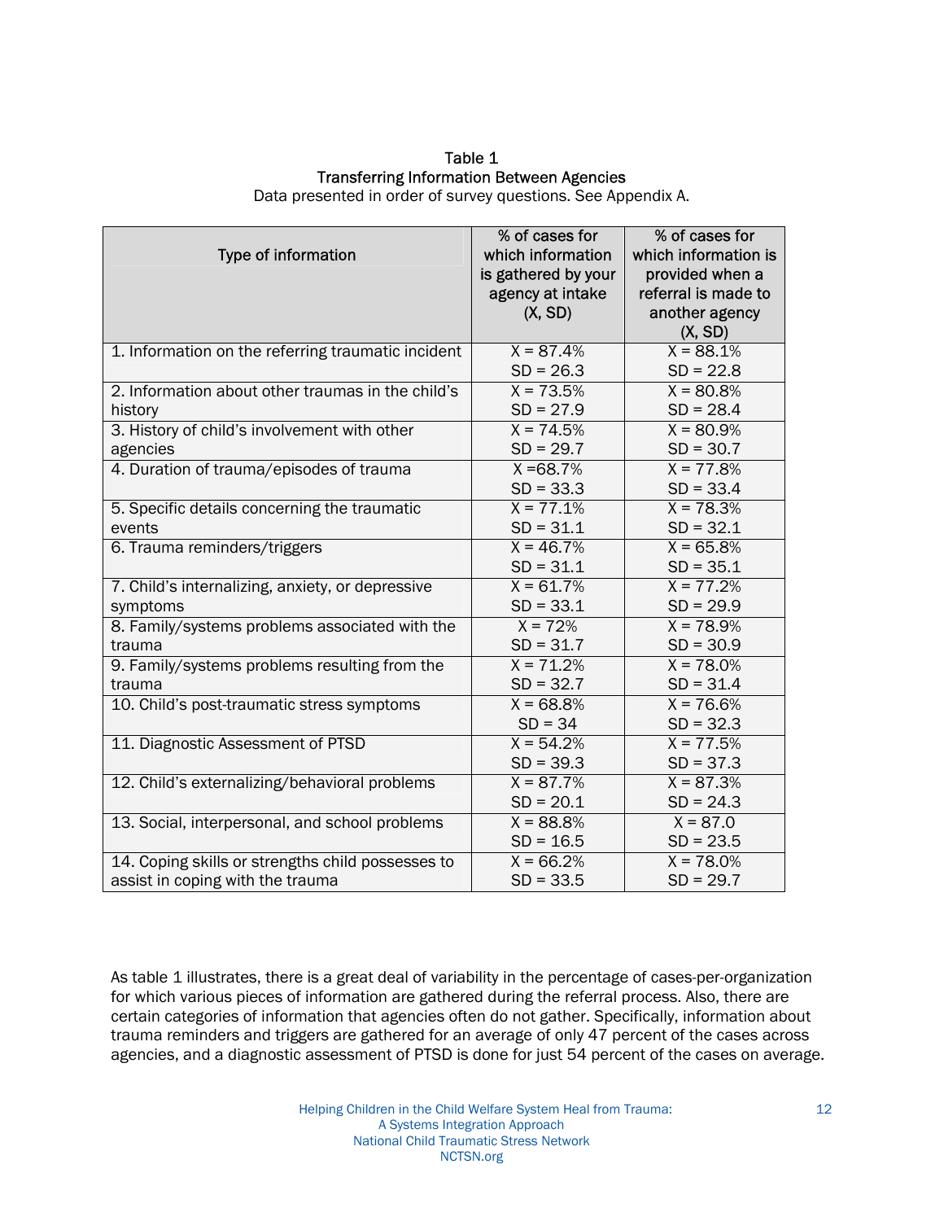Table 1
**Transferring Information Between Agencies**
Data presented in order of survey questions. See Appendix A.

| Type of information | % of cases for which information is gathered by your agency at intake (X, SD) | % of cases for which information is provided when a referral is made to another agency (X, SD) |
|---|---|---|
| 1. Information on the referring traumatic incident | X = 87.4%<br>SD = 26.3 | X = 88.1%<br>SD = 22.8 |
| 2. Information about other traumas in the child's history | X = 73.5%<br>SD = 27.9 | X = 80.8%<br>SD = 28.4 |
| 3. History of child's involvement with other agencies | X = 74.5%<br>SD = 29.7 | X = 80.9%<br>SD = 30.7 |
| 4. Duration of trauma/episodes of trauma | X =68.7%<br>SD = 33.3 | X = 77.8%<br>SD = 33.4 |
| 5. Specific details concerning the traumatic events | X = 77.1%<br>SD = 31.1 | X = 78.3%<br>SD = 32.1 |
| 6. Trauma reminders/triggers | X = 46.7%<br>SD = 31.1 | X = 65.8%<br>SD = 35.1 |
| 7. Child's internalizing, anxiety, or depressive symptoms | X = 61.7%<br>SD = 33.1 | X = 77.2%<br>SD = 29.9 |
| 8. Family/systems problems associated with the trauma | X = 72%<br>SD = 31.7 | X = 78.9%<br>SD = 30.9 |
| 9. Family/systems problems resulting from the trauma | X = 71.2%<br>SD = 32.7 | X = 78.0%<br>SD = 31.4 |
| 10. Child's post-traumatic stress symptoms | X = 68.8%<br>SD = 34 | X = 76.6%<br>SD = 32.3 |
| 11. Diagnostic Assessment of PTSD | X = 54.2%<br>SD = 39.3 | X = 77.5%<br>SD = 37.3 |
| 12. Child's externalizing/behavioral problems | X = 87.7%<br>SD = 20.1 | X = 87.3%<br>SD = 24.3 |
| 13. Social, interpersonal, and school problems | X = 88.8%<br>SD = 16.5 | X = 87.0<br>SD = 23.5 |
| 14. Coping skills or strengths child possesses to assist in coping with the trauma | X = 66.2%<br>SD = 33.5 | X = 78.0%<br>SD = 29.7 |

As table 1 illustrates, there is a great deal of variability in the percentage of cases-per-organization for which various pieces of information are gathered during the referral process. Also, there are certain categories of information that agencies often do not gather. Specifically, information about trauma reminders and triggers are gathered for an average of only 47 percent of the cases across agencies, and a diagnostic assessment of PTSD is done for just 54 percent of the cases on average.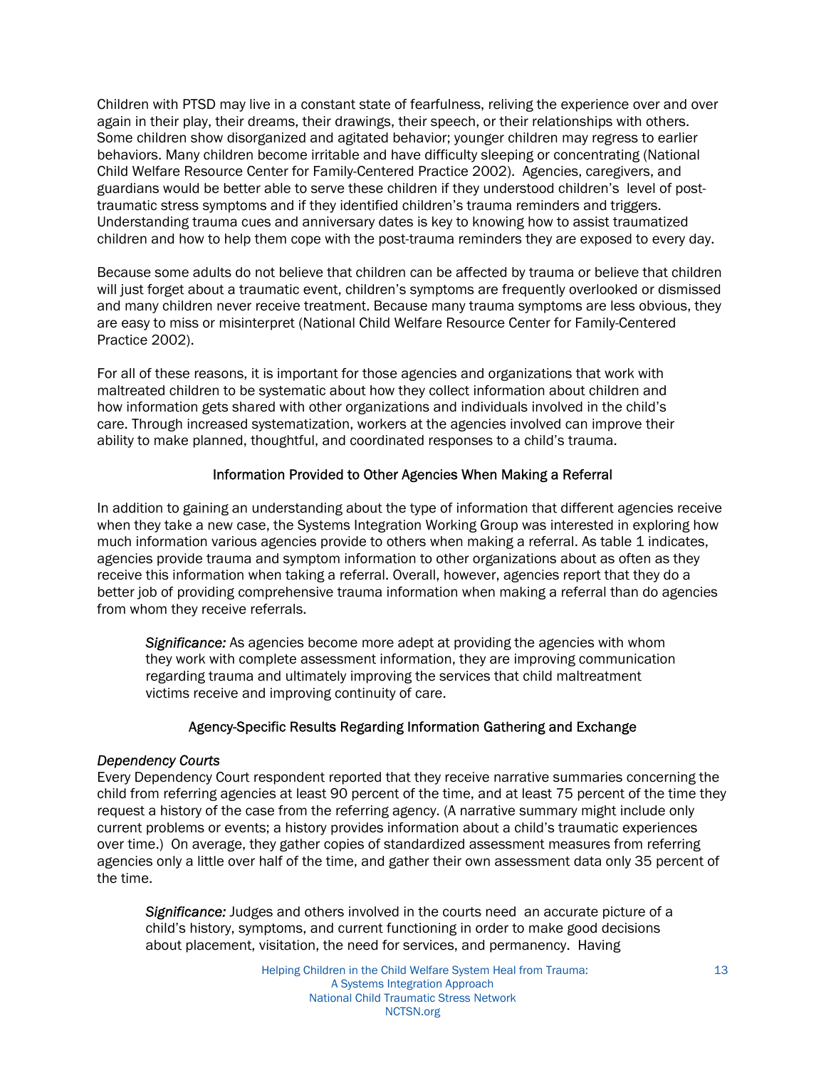Children with PTSD may live in a constant state of fearfulness, reliving the experience over and over again in their play, their dreams, their drawings, their speech, or their relationships with others. Some children show disorganized and agitated behavior; younger children may regress to earlier behaviors. Many children become irritable and have difficulty sleeping or concentrating (National Child Welfare Resource Center for Family-Centered Practice 2002). Agencies, caregivers, and guardians would be better able to serve these children if they understood children's level of post-traumatic stress symptoms and if they identified children's trauma reminders and triggers. Understanding trauma cues and anniversary dates is key to knowing how to assist traumatized children and how to help them cope with the post-trauma reminders they are exposed to every day.

Because some adults do not believe that children can be affected by trauma or believe that children will just forget about a traumatic event, children's symptoms are frequently overlooked or dismissed and many children never receive treatment. Because many trauma symptoms are less obvious, they are easy to miss or misinterpret (National Child Welfare Resource Center for Family-Centered Practice 2002).

For all of these reasons, it is important for those agencies and organizations that work with maltreated children to be systematic about how they collect information about children and how information gets shared with other organizations and individuals involved in the child's care. Through increased systematization, workers at the agencies involved can improve their ability to make planned, thoughtful, and coordinated responses to a child's trauma.

### Information Provided to Other Agencies When Making a Referral

In addition to gaining an understanding about the type of information that different agencies receive when they take a new case, the Systems Integration Working Group was interested in exploring how much information various agencies provide to others when making a referral. As table 1 indicates, agencies provide trauma and symptom information to other organizations about as often as they receive this information when taking a referral. Overall, however, agencies report that they do a better job of providing comprehensive trauma information when making a referral than do agencies from whom they receive referrals.

> *Significance:* As agencies become more adept at providing the agencies with whom they work with complete assessment information, they are improving communication regarding trauma and ultimately improving the services that child maltreatment victims receive and improving continuity of care.

### Agency-Specific Results Regarding Information Gathering and Exchange

*Dependency Courts*
Every Dependency Court respondent reported that they receive narrative summaries concerning the child from referring agencies at least 90 percent of the time, and at least 75 percent of the time they request a history of the case from the referring agency. (A narrative summary might include only current problems or events; a history provides information about a child's traumatic experiences over time.) On average, they gather copies of standardized assessment measures from referring agencies only a little over half of the time, and gather their own assessment data only 35 percent of the time.

> *Significance:* Judges and others involved in the courts need an accurate picture of a child's history, symptoms, and current functioning in order to make good decisions about placement, visitation, the need for services, and permanency. Having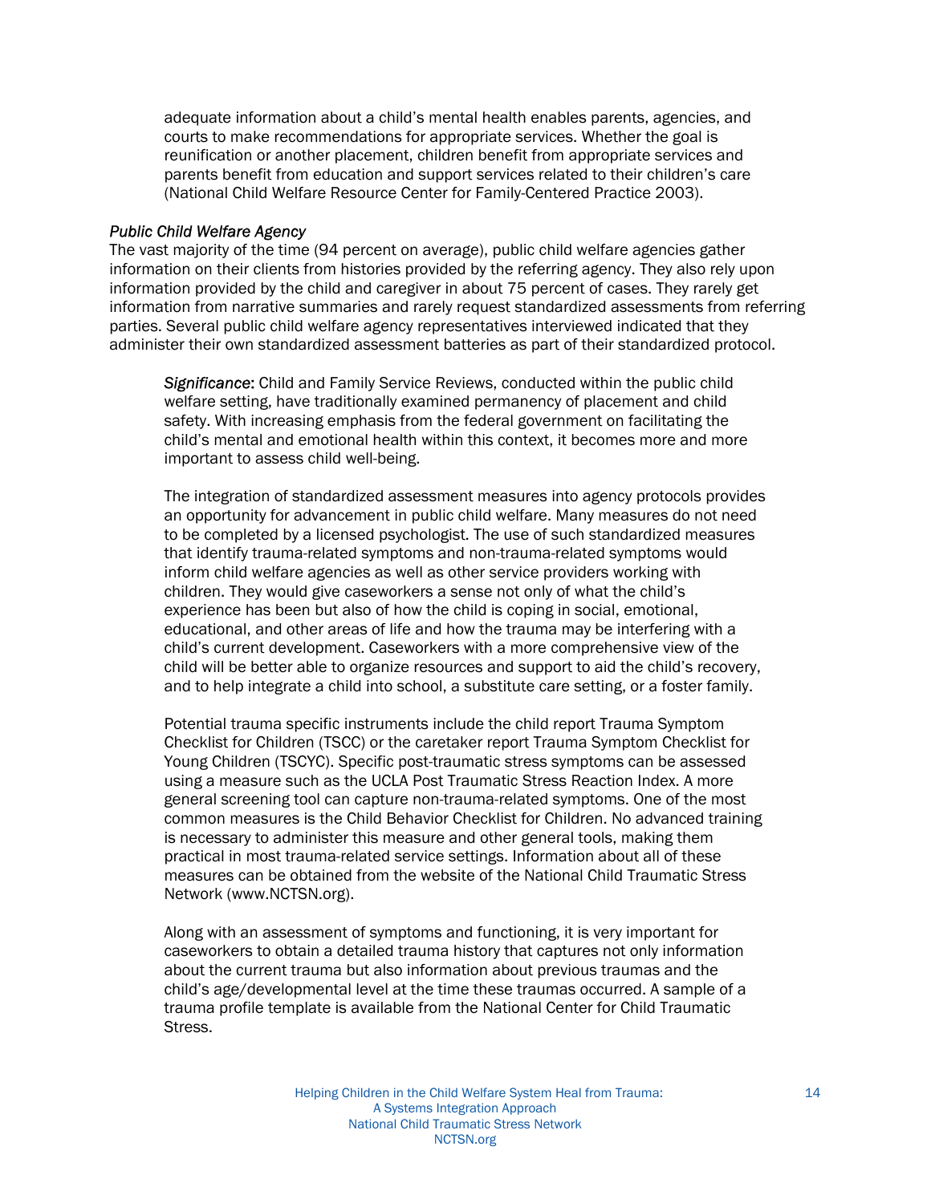adequate information about a child's mental health enables parents, agencies, and courts to make recommendations for appropriate services. Whether the goal is reunification or another placement, children benefit from appropriate services and parents benefit from education and support services related to their children's care (National Child Welfare Resource Center for Family-Centered Practice 2003).

*Public Child Welfare Agency*

The vast majority of the time (94 percent on average), public child welfare agencies gather information on their clients from histories provided by the referring agency. They also rely upon information provided by the child and caregiver in about 75 percent of cases. They rarely get information from narrative summaries and rarely request standardized assessments from referring parties. Several public child welfare agency representatives interviewed indicated that they administer their own standardized assessment batteries as part of their standardized protocol.

*Significance*: Child and Family Service Reviews, conducted within the public child welfare setting, have traditionally examined permanency of placement and child safety. With increasing emphasis from the federal government on facilitating the child's mental and emotional health within this context, it becomes more and more important to assess child well-being.

The integration of standardized assessment measures into agency protocols provides an opportunity for advancement in public child welfare. Many measures do not need to be completed by a licensed psychologist. The use of such standardized measures that identify trauma-related symptoms and non-trauma-related symptoms would inform child welfare agencies as well as other service providers working with children. They would give caseworkers a sense not only of what the child's experience has been but also of how the child is coping in social, emotional, educational, and other areas of life and how the trauma may be interfering with a child's current development. Caseworkers with a more comprehensive view of the child will be better able to organize resources and support to aid the child's recovery, and to help integrate a child into school, a substitute care setting, or a foster family.

Potential trauma specific instruments include the child report Trauma Symptom Checklist for Children (TSCC) or the caretaker report Trauma Symptom Checklist for Young Children (TSCYC). Specific post-traumatic stress symptoms can be assessed using a measure such as the UCLA Post Traumatic Stress Reaction Index. A more general screening tool can capture non-trauma-related symptoms. One of the most common measures is the Child Behavior Checklist for Children. No advanced training is necessary to administer this measure and other general tools, making them practical in most trauma-related service settings. Information about all of these measures can be obtained from the website of the National Child Traumatic Stress Network (www.NCTSN.org).

Along with an assessment of symptoms and functioning, it is very important for caseworkers to obtain a detailed trauma history that captures not only information about the current trauma but also information about previous traumas and the child's age/developmental level at the time these traumas occurred. A sample of a trauma profile template is available from the National Center for Child Traumatic Stress.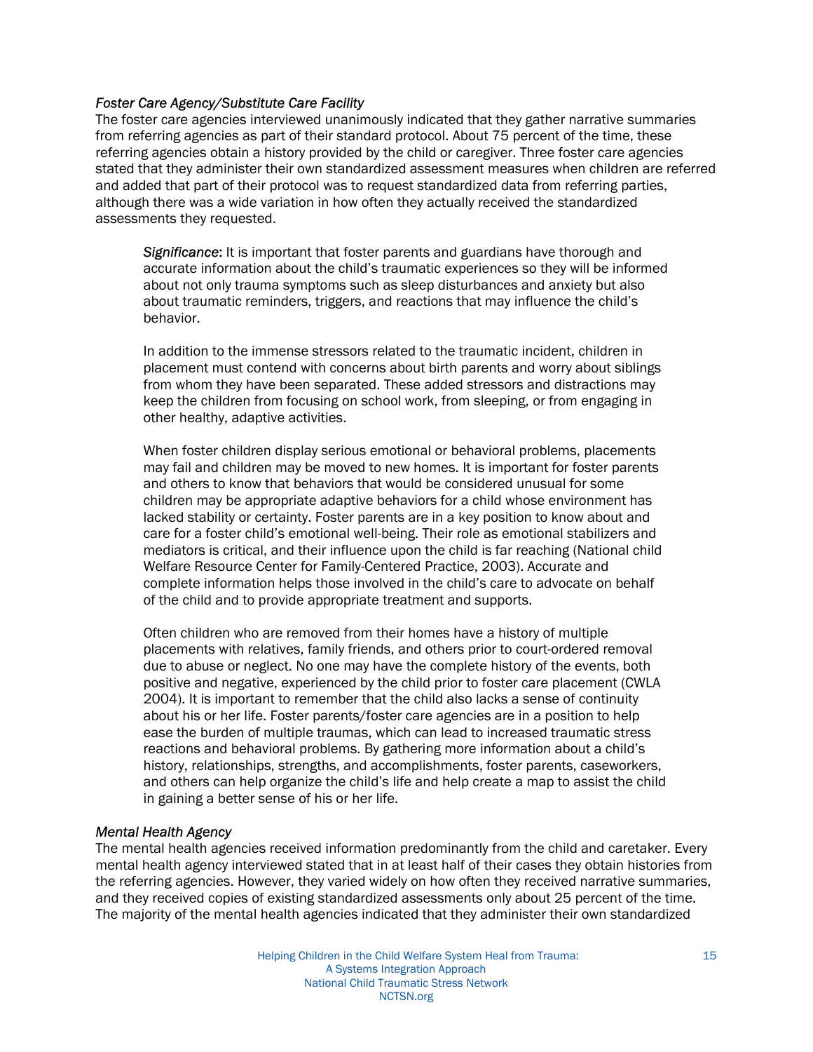*Foster Care Agency/Substitute Care Facility*
The foster care agencies interviewed unanimously indicated that they gather narrative summaries from referring agencies as part of their standard protocol. About 75 percent of the time, these referring agencies obtain a history provided by the child or caregiver. Three foster care agencies stated that they administer their own standardized assessment measures when children are referred and added that part of their protocol was to request standardized data from referring parties, although there was a wide variation in how often they actually received the standardized assessments they requested.

> *Significance*: It is important that foster parents and guardians have thorough and accurate information about the child's traumatic experiences so they will be informed about not only trauma symptoms such as sleep disturbances and anxiety but also about traumatic reminders, triggers, and reactions that may influence the child's behavior.
>
> In addition to the immense stressors related to the traumatic incident, children in placement must contend with concerns about birth parents and worry about siblings from whom they have been separated. These added stressors and distractions may keep the children from focusing on school work, from sleeping, or from engaging in other healthy, adaptive activities.
>
> When foster children display serious emotional or behavioral problems, placements may fail and children may be moved to new homes. It is important for foster parents and others to know that behaviors that would be considered unusual for some children may be appropriate adaptive behaviors for a child whose environment has lacked stability or certainty. Foster parents are in a key position to know about and care for a foster child's emotional well-being. Their role as emotional stabilizers and mediators is critical, and their influence upon the child is far reaching (National child Welfare Resource Center for Family-Centered Practice, 2003). Accurate and complete information helps those involved in the child's care to advocate on behalf of the child and to provide appropriate treatment and supports.
>
> Often children who are removed from their homes have a history of multiple placements with relatives, family friends, and others prior to court-ordered removal due to abuse or neglect. No one may have the complete history of the events, both positive and negative, experienced by the child prior to foster care placement (CWLA 2004). It is important to remember that the child also lacks a sense of continuity about his or her life. Foster parents/foster care agencies are in a position to help ease the burden of multiple traumas, which can lead to increased traumatic stress reactions and behavioral problems. By gathering more information about a child's history, relationships, strengths, and accomplishments, foster parents, caseworkers, and others can help organize the child's life and help create a map to assist the child in gaining a better sense of his or her life.

*Mental Health Agency*
The mental health agencies received information predominantly from the child and caretaker. Every mental health agency interviewed stated that in at least half of their cases they obtain histories from the referring agencies. However, they varied widely on how often they received narrative summaries, and they received copies of existing standardized assessments only about 25 percent of the time. The majority of the mental health agencies indicated that they administer their own standardized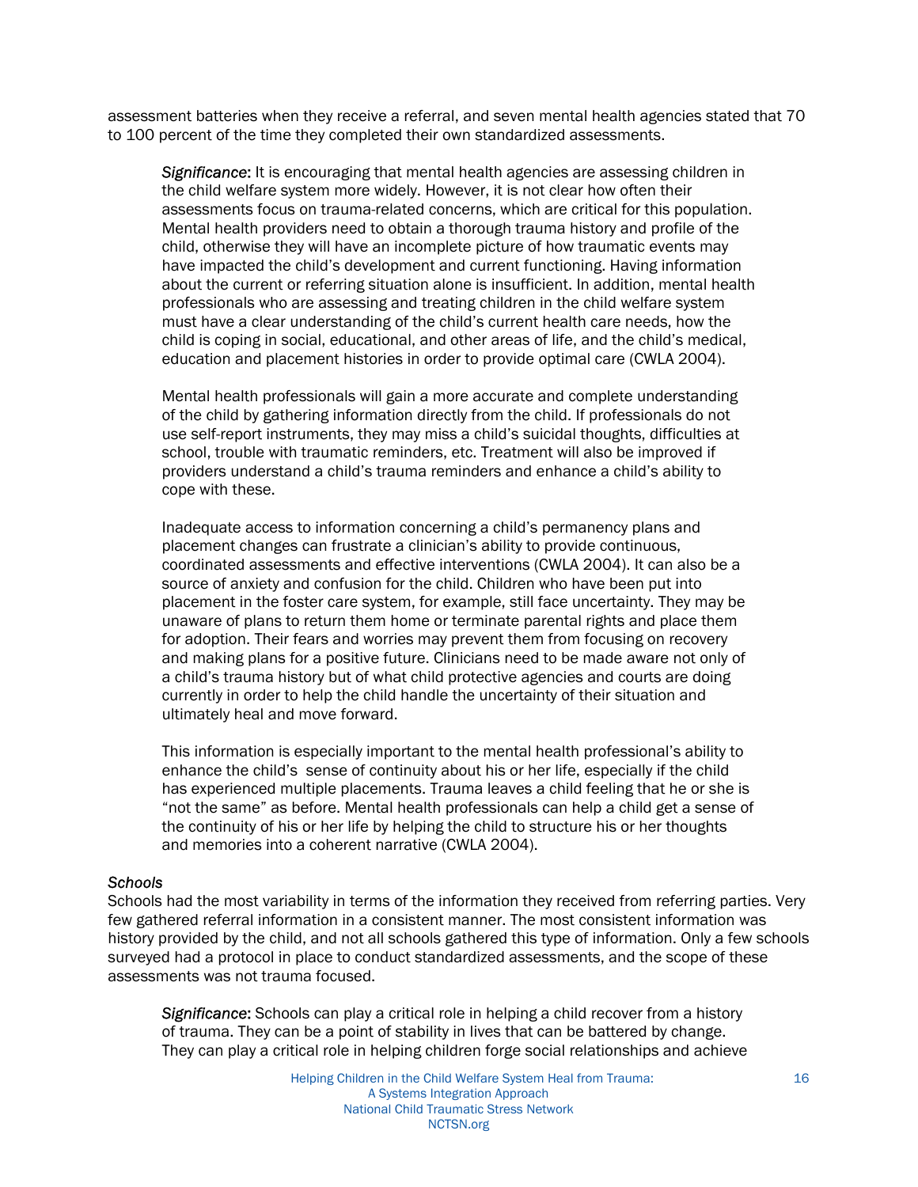assessment batteries when they receive a referral, and seven mental health agencies stated that 70 to 100 percent of the time they completed their own standardized assessments.

> *Significance*: It is encouraging that mental health agencies are assessing children in the child welfare system more widely. However, it is not clear how often their assessments focus on trauma-related concerns, which are critical for this population. Mental health providers need to obtain a thorough trauma history and profile of the child, otherwise they will have an incomplete picture of how traumatic events may have impacted the child's development and current functioning. Having information about the current or referring situation alone is insufficient. In addition, mental health professionals who are assessing and treating children in the child welfare system must have a clear understanding of the child's current health care needs, how the child is coping in social, educational, and other areas of life, and the child's medical, education and placement histories in order to provide optimal care (CWLA 2004).
>
> Mental health professionals will gain a more accurate and complete understanding of the child by gathering information directly from the child. If professionals do not use self-report instruments, they may miss a child's suicidal thoughts, difficulties at school, trouble with traumatic reminders, etc. Treatment will also be improved if providers understand a child's trauma reminders and enhance a child's ability to cope with these.
>
> Inadequate access to information concerning a child's permanency plans and placement changes can frustrate a clinician's ability to provide continuous, coordinated assessments and effective interventions (CWLA 2004). It can also be a source of anxiety and confusion for the child. Children who have been put into placement in the foster care system, for example, still face uncertainty. They may be unaware of plans to return them home or terminate parental rights and place them for adoption. Their fears and worries may prevent them from focusing on recovery and making plans for a positive future. Clinicians need to be made aware not only of a child's trauma history but of what child protective agencies and courts are doing currently in order to help the child handle the uncertainty of their situation and ultimately heal and move forward.
>
> This information is especially important to the mental health professional's ability to enhance the child's sense of continuity about his or her life, especially if the child has experienced multiple placements. Trauma leaves a child feeling that he or she is "not the same" as before. Mental health professionals can help a child get a sense of the continuity of his or her life by helping the child to structure his or her thoughts and memories into a coherent narrative (CWLA 2004).

*Schools*

Schools had the most variability in terms of the information they received from referring parties. Very few gathered referral information in a consistent manner. The most consistent information was history provided by the child, and not all schools gathered this type of information. Only a few schools surveyed had a protocol in place to conduct standardized assessments, and the scope of these assessments was not trauma focused.

> *Significance*: Schools can play a critical role in helping a child recover from a history of trauma. They can be a point of stability in lives that can be battered by change. They can play a critical role in helping children forge social relationships and achieve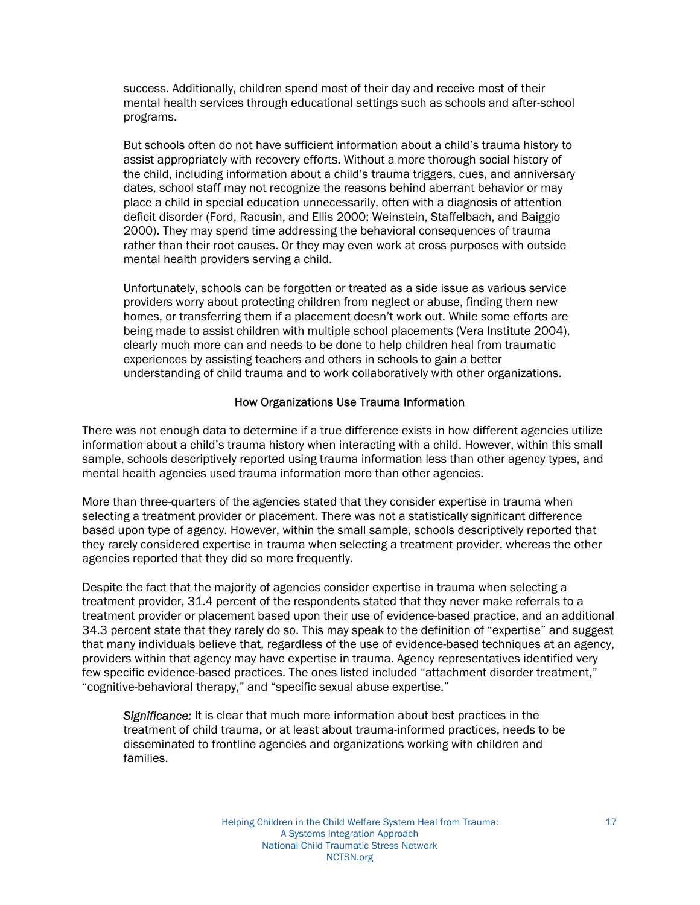success. Additionally, children spend most of their day and receive most of their mental health services through educational settings such as schools and after-school programs.

But schools often do not have sufficient information about a child's trauma history to assist appropriately with recovery efforts. Without a more thorough social history of the child, including information about a child's trauma triggers, cues, and anniversary dates, school staff may not recognize the reasons behind aberrant behavior or may place a child in special education unnecessarily, often with a diagnosis of attention deficit disorder (Ford, Racusin, and Ellis 2000; Weinstein, Staffelbach, and Baiggio 2000). They may spend time addressing the behavioral consequences of trauma rather than their root causes. Or they may even work at cross purposes with outside mental health providers serving a child.

Unfortunately, schools can be forgotten or treated as a side issue as various service providers worry about protecting children from neglect or abuse, finding them new homes, or transferring them if a placement doesn't work out. While some efforts are being made to assist children with multiple school placements (Vera Institute 2004), clearly much more can and needs to be done to help children heal from traumatic experiences by assisting teachers and others in schools to gain a better understanding of child trauma and to work collaboratively with other organizations.

### How Organizations Use Trauma Information

There was not enough data to determine if a true difference exists in how different agencies utilize information about a child's trauma history when interacting with a child. However, within this small sample, schools descriptively reported using trauma information less than other agency types, and mental health agencies used trauma information more than other agencies.

More than three-quarters of the agencies stated that they consider expertise in trauma when selecting a treatment provider or placement. There was not a statistically significant difference based upon type of agency. However, within the small sample, schools descriptively reported that they rarely considered expertise in trauma when selecting a treatment provider, whereas the other agencies reported that they did so more frequently.

Despite the fact that the majority of agencies consider expertise in trauma when selecting a treatment provider, 31.4 percent of the respondents stated that they never make referrals to a treatment provider or placement based upon their use of evidence-based practice, and an additional 34.3 percent state that they rarely do so. This may speak to the definition of "expertise" and suggest that many individuals believe that, regardless of the use of evidence-based techniques at an agency, providers within that agency may have expertise in trauma. Agency representatives identified very few specific evidence-based practices. The ones listed included "attachment disorder treatment," "cognitive-behavioral therapy," and "specific sexual abuse expertise."

*Significance:* It is clear that much more information about best practices in the treatment of child trauma, or at least about trauma-informed practices, needs to be disseminated to frontline agencies and organizations working with children and families.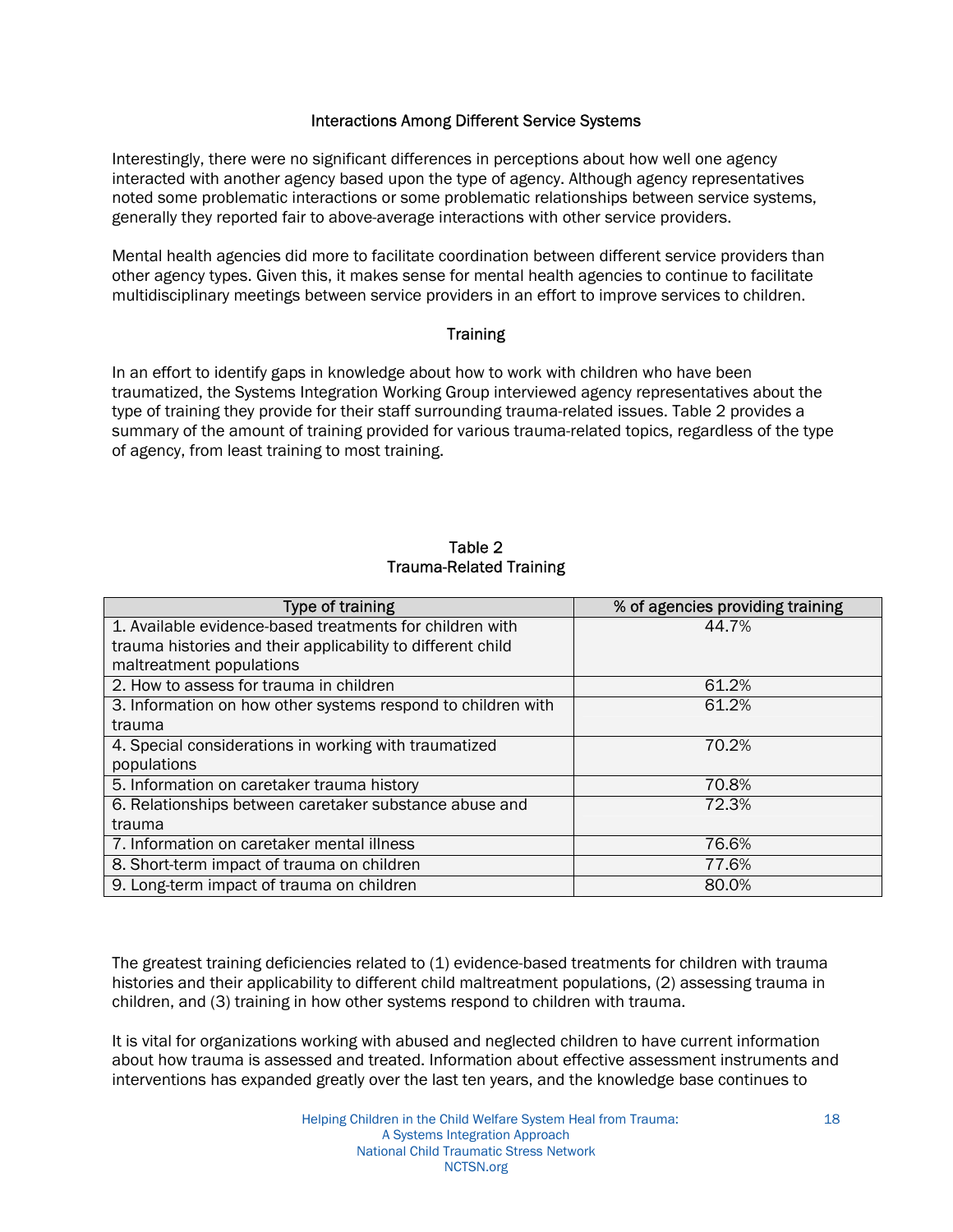## Interactions Among Different Service Systems

Interestingly, there were no significant differences in perceptions about how well one agency interacted with another agency based upon the type of agency. Although agency representatives noted some problematic interactions or some problematic relationships between service systems, generally they reported fair to above-average interactions with other service providers.

Mental health agencies did more to facilitate coordination between different service providers than other agency types. Given this, it makes sense for mental health agencies to continue to facilitate multidisciplinary meetings between service providers in an effort to improve services to children.

## Training

In an effort to identify gaps in knowledge about how to work with children who have been traumatized, the Systems Integration Working Group interviewed agency representatives about the type of training they provide for their staff surrounding trauma-related issues. Table 2 provides a summary of the amount of training provided for various trauma-related topics, regardless of the type of agency, from least training to most training.

Table 2
Trauma-Related Training

| Type of training | % of agencies providing training |
|---|---|
| 1. Available evidence-based treatments for children with trauma histories and their applicability to different child maltreatment populations | 44.7% |
| 2. How to assess for trauma in children | 61.2% |
| 3. Information on how other systems respond to children with trauma | 61.2% |
| 4. Special considerations in working with traumatized populations | 70.2% |
| 5. Information on caretaker trauma history | 70.8% |
| 6. Relationships between caretaker substance abuse and trauma | 72.3% |
| 7. Information on caretaker mental illness | 76.6% |
| 8. Short-term impact of trauma on children | 77.6% |
| 9. Long-term impact of trauma on children | 80.0% |

The greatest training deficiencies related to (1) evidence-based treatments for children with trauma histories and their applicability to different child maltreatment populations, (2) assessing trauma in children, and (3) training in how other systems respond to children with trauma.

It is vital for organizations working with abused and neglected children to have current information about how trauma is assessed and treated. Information about effective assessment instruments and interventions has expanded greatly over the last ten years, and the knowledge base continues to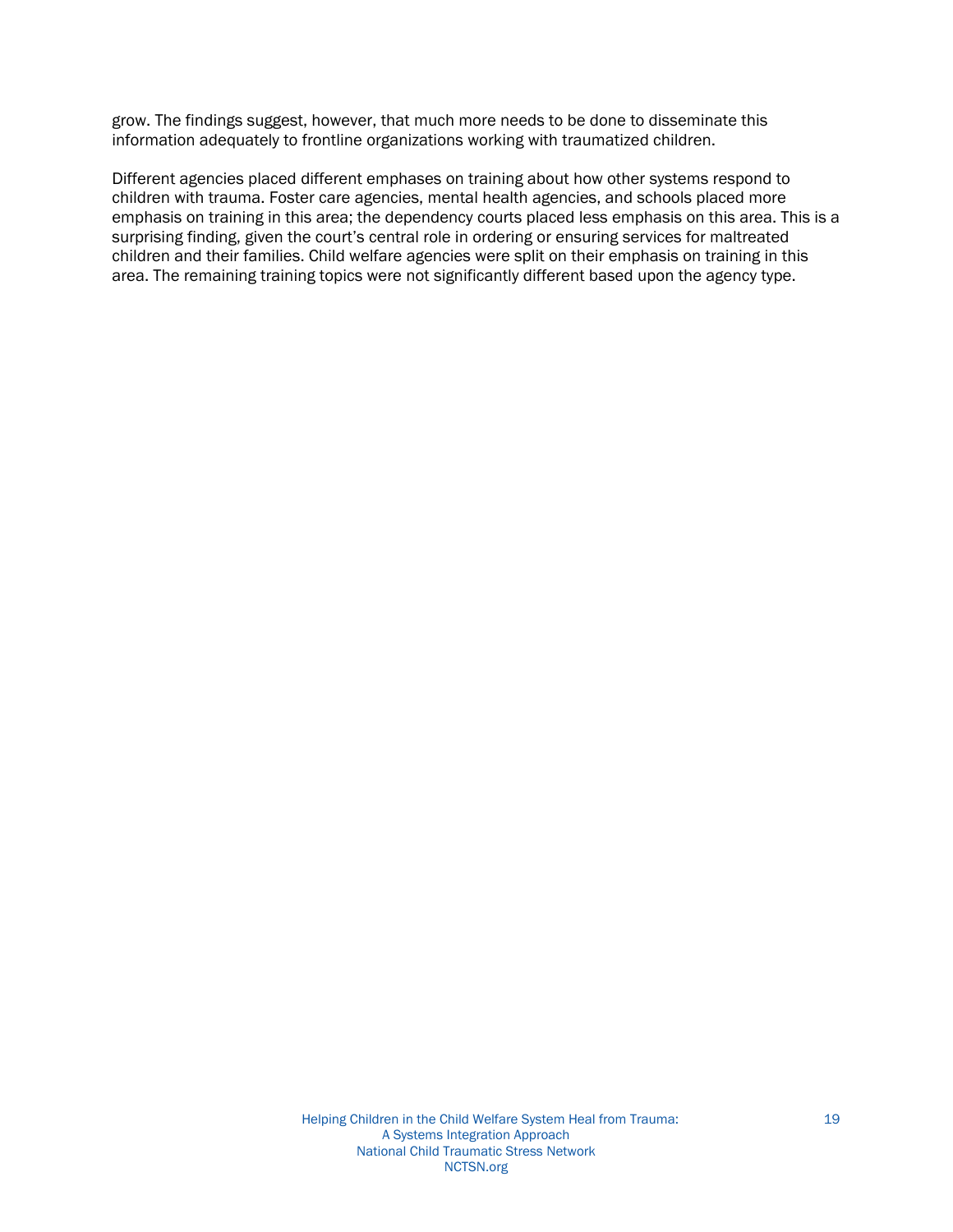grow. The findings suggest, however, that much more needs to be done to disseminate this information adequately to frontline organizations working with traumatized children.

Different agencies placed different emphases on training about how other systems respond to children with trauma. Foster care agencies, mental health agencies, and schools placed more emphasis on training in this area; the dependency courts placed less emphasis on this area. This is a surprising finding, given the court's central role in ordering or ensuring services for maltreated children and their families. Child welfare agencies were split on their emphasis on training in this area. The remaining training topics were not significantly different based upon the agency type.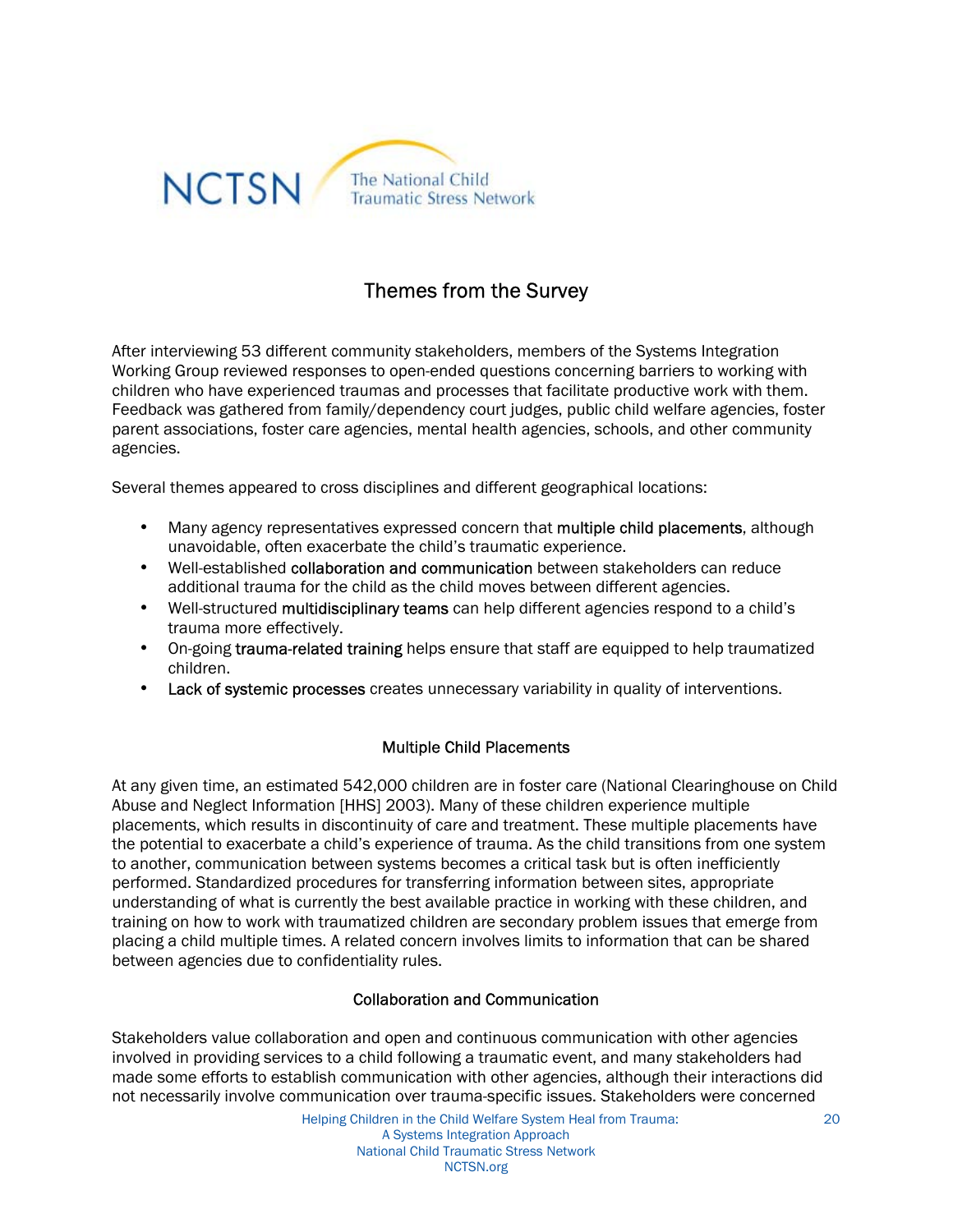## Themes from the Survey

After interviewing 53 different community stakeholders, members of the Systems Integration Working Group reviewed responses to open-ended questions concerning barriers to working with children who have experienced traumas and processes that facilitate productive work with them. Feedback was gathered from family/dependency court judges, public child welfare agencies, foster parent associations, foster care agencies, mental health agencies, schools, and other community agencies.

Several themes appeared to cross disciplines and different geographical locations:

- Many agency representatives expressed concern that multiple child placements, although unavoidable, often exacerbate the child's traumatic experience.
- Well-established collaboration and communication between stakeholders can reduce additional trauma for the child as the child moves between different agencies.
- Well-structured multidisciplinary teams can help different agencies respond to a child's trauma more effectively.
- On-going trauma-related training helps ensure that staff are equipped to help traumatized children.
- Lack of systemic processes creates unnecessary variability in quality of interventions.

### Multiple Child Placements

At any given time, an estimated 542,000 children are in foster care (National Clearinghouse on Child Abuse and Neglect Information [HHS] 2003). Many of these children experience multiple placements, which results in discontinuity of care and treatment. These multiple placements have the potential to exacerbate a child's experience of trauma. As the child transitions from one system to another, communication between systems becomes a critical task but is often inefficiently performed. Standardized procedures for transferring information between sites, appropriate understanding of what is currently the best available practice in working with these children, and training on how to work with traumatized children are secondary problem issues that emerge from placing a child multiple times. A related concern involves limits to information that can be shared between agencies due to confidentiality rules.

### Collaboration and Communication

Stakeholders value collaboration and open and continuous communication with other agencies involved in providing services to a child following a traumatic event, and many stakeholders had made some efforts to establish communication with other agencies, although their interactions did not necessarily involve communication over trauma-specific issues. Stakeholders were concerned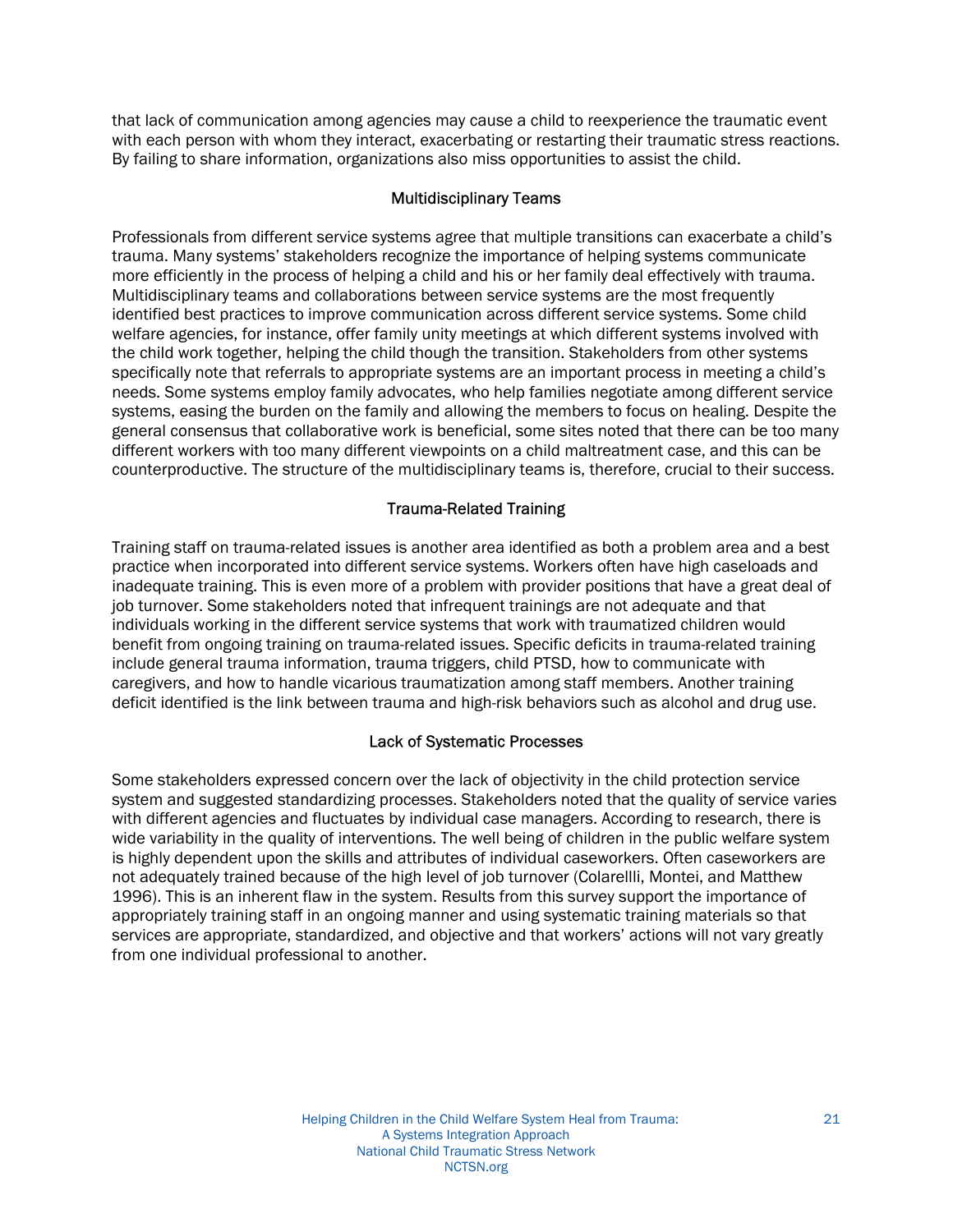that lack of communication among agencies may cause a child to reexperience the traumatic event with each person with whom they interact, exacerbating or restarting their traumatic stress reactions. By failing to share information, organizations also miss opportunities to assist the child.

### Multidisciplinary Teams

Professionals from different service systems agree that multiple transitions can exacerbate a child's trauma. Many systems' stakeholders recognize the importance of helping systems communicate more efficiently in the process of helping a child and his or her family deal effectively with trauma. Multidisciplinary teams and collaborations between service systems are the most frequently identified best practices to improve communication across different service systems. Some child welfare agencies, for instance, offer family unity meetings at which different systems involved with the child work together, helping the child though the transition. Stakeholders from other systems specifically note that referrals to appropriate systems are an important process in meeting a child's needs. Some systems employ family advocates, who help families negotiate among different service systems, easing the burden on the family and allowing the members to focus on healing. Despite the general consensus that collaborative work is beneficial, some sites noted that there can be too many different workers with too many different viewpoints on a child maltreatment case, and this can be counterproductive. The structure of the multidisciplinary teams is, therefore, crucial to their success.

### Trauma-Related Training

Training staff on trauma-related issues is another area identified as both a problem area and a best practice when incorporated into different service systems. Workers often have high caseloads and inadequate training. This is even more of a problem with provider positions that have a great deal of job turnover. Some stakeholders noted that infrequent trainings are not adequate and that individuals working in the different service systems that work with traumatized children would benefit from ongoing training on trauma-related issues. Specific deficits in trauma-related training include general trauma information, trauma triggers, child PTSD, how to communicate with caregivers, and how to handle vicarious traumatization among staff members. Another training deficit identified is the link between trauma and high-risk behaviors such as alcohol and drug use.

### Lack of Systematic Processes

Some stakeholders expressed concern over the lack of objectivity in the child protection service system and suggested standardizing processes. Stakeholders noted that the quality of service varies with different agencies and fluctuates by individual case managers. According to research, there is wide variability in the quality of interventions. The well being of children in the public welfare system is highly dependent upon the skills and attributes of individual caseworkers. Often caseworkers are not adequately trained because of the high level of job turnover (Colarellli, Montei, and Matthew 1996). This is an inherent flaw in the system. Results from this survey support the importance of appropriately training staff in an ongoing manner and using systematic training materials so that services are appropriate, standardized, and objective and that workers' actions will not vary greatly from one individual professional to another.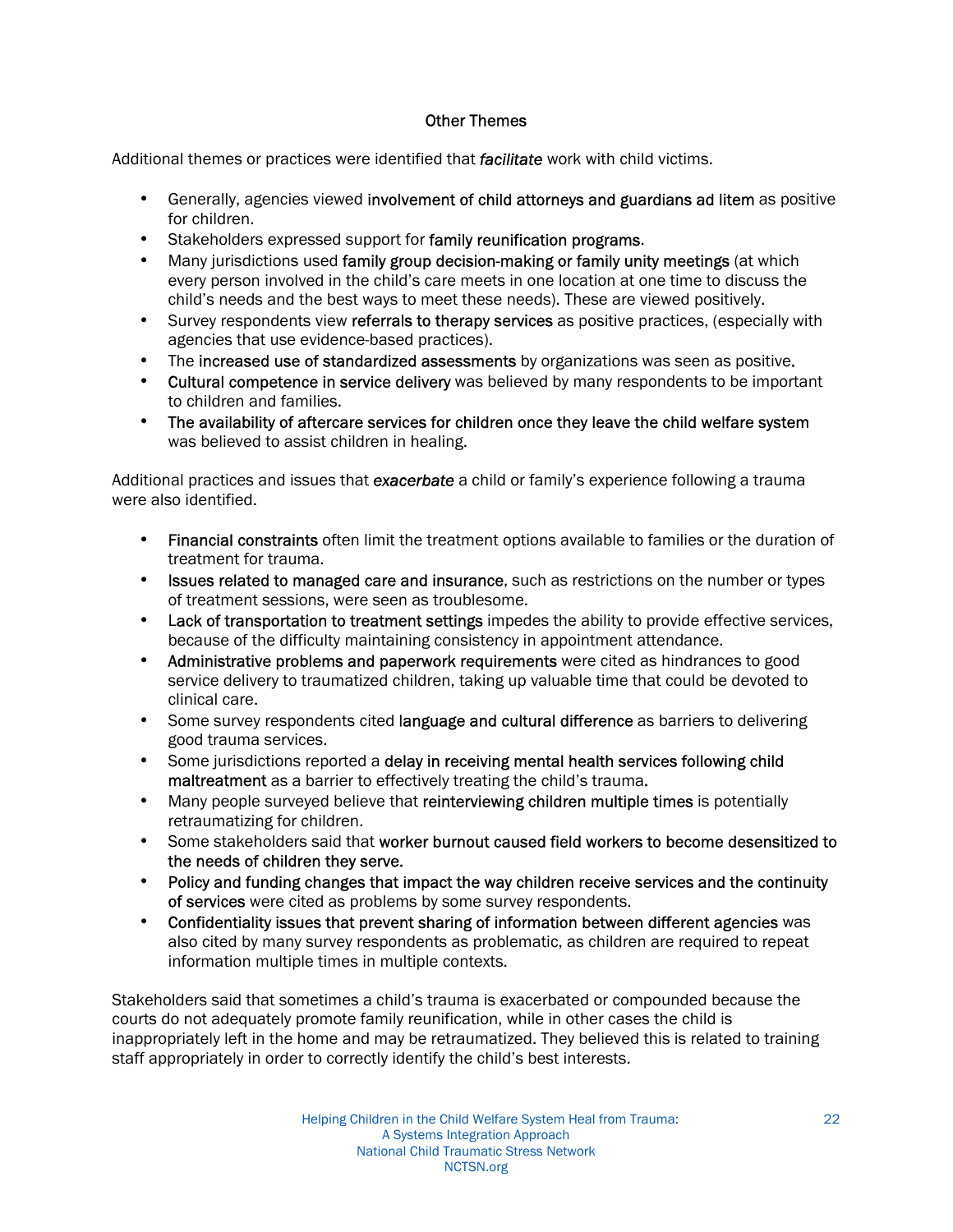## Other Themes

Additional themes or practices were identified that ***facilitate*** work with child victims.

- Generally, agencies viewed **involvement of child attorneys and guardians ad litem** as positive for children.
- Stakeholders expressed support for **family reunification programs**.
- Many jurisdictions used **family group decision-making or family unity meetings** (at which every person involved in the child's care meets in one location at one time to discuss the child's needs and the best ways to meet these needs). These are viewed positively.
- Survey respondents view **referrals to therapy services** as positive practices, (especially with agencies that use evidence-based practices).
- The **increased use of standardized assessments** by organizations was seen as positive.
- **Cultural competence in service delivery** was believed by many respondents to be important to children and families.
- **The availability of aftercare services for children once they leave the child welfare system** was believed to assist children in healing.

Additional practices and issues that ***exacerbate*** a child or family's experience following a trauma were also identified.

- **Financial constraints** often limit the treatment options available to families or the duration of treatment for trauma.
- **Issues related to managed care and insurance**, such as restrictions on the number or types of treatment sessions, were seen as troublesome.
- **Lack of transportation to treatment settings** impedes the ability to provide effective services, because of the difficulty maintaining consistency in appointment attendance.
- **Administrative problems and paperwork requirements** were cited as hindrances to good service delivery to traumatized children, taking up valuable time that could be devoted to clinical care.
- Some survey respondents cited **language and cultural difference** as barriers to delivering good trauma services.
- Some jurisdictions reported a **delay in receiving mental health services following child maltreatment** as a barrier to effectively treating the child's trauma.
- Many people surveyed believe that **reinterviewing children multiple times** is potentially retraumatizing for children.
- Some stakeholders said that **worker burnout caused field workers to become desensitized to the needs of children they serve.**
- **Policy and funding changes that impact the way children receive services and the continuity of services** were cited as problems by some survey respondents.
- **Confidentiality issues that prevent sharing of information between different agencies** was also cited by many survey respondents as problematic, as children are required to repeat information multiple times in multiple contexts.

Stakeholders said that sometimes a child's trauma is exacerbated or compounded because the courts do not adequately promote family reunification, while in other cases the child is inappropriately left in the home and may be retraumatized. They believed this is related to training staff appropriately in order to correctly identify the child's best interests.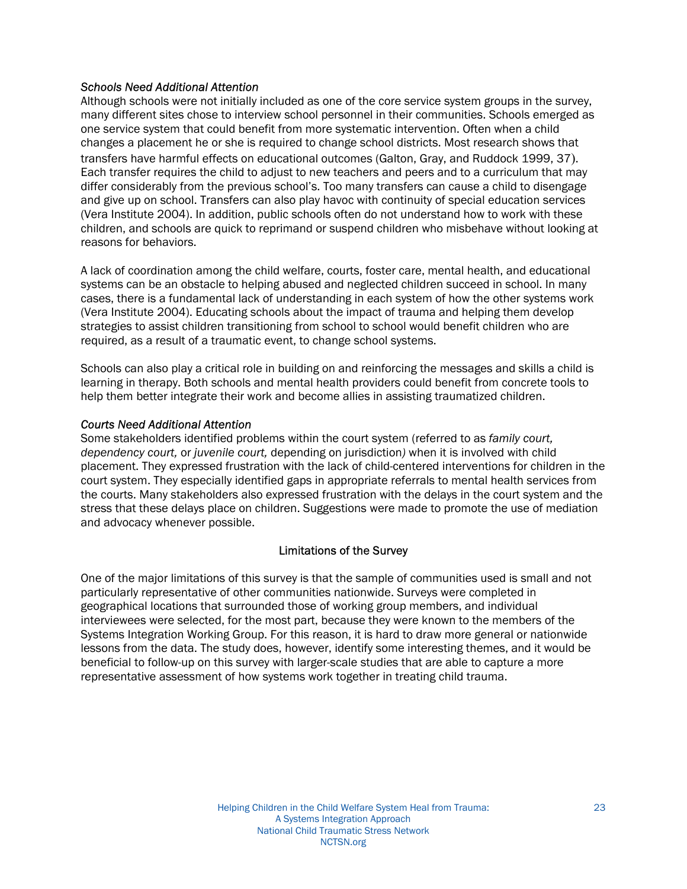*Schools Need Additional Attention*
Although schools were not initially included as one of the core service system groups in the survey, many different sites chose to interview school personnel in their communities. Schools emerged as one service system that could benefit from more systematic intervention. Often when a child changes a placement he or she is required to change school districts. Most research shows that transfers have harmful effects on educational outcomes (Galton, Gray, and Ruddock 1999, 37). Each transfer requires the child to adjust to new teachers and peers and to a curriculum that may differ considerably from the previous school's. Too many transfers can cause a child to disengage and give up on school. Transfers can also play havoc with continuity of special education services (Vera Institute 2004). In addition, public schools often do not understand how to work with these children, and schools are quick to reprimand or suspend children who misbehave without looking at reasons for behaviors.

A lack of coordination among the child welfare, courts, foster care, mental health, and educational systems can be an obstacle to helping abused and neglected children succeed in school. In many cases, there is a fundamental lack of understanding in each system of how the other systems work (Vera Institute 2004). Educating schools about the impact of trauma and helping them develop strategies to assist children transitioning from school to school would benefit children who are required, as a result of a traumatic event, to change school systems.

Schools can also play a critical role in building on and reinforcing the messages and skills a child is learning in therapy. Both schools and mental health providers could benefit from concrete tools to help them better integrate their work and become allies in assisting traumatized children.

*Courts Need Additional Attention*
Some stakeholders identified problems within the court system (referred to as *family court, dependency court,* or *juvenile court,* depending on jurisdiction) when it is involved with child placement. They expressed frustration with the lack of child-centered interventions for children in the court system. They especially identified gaps in appropriate referrals to mental health services from the courts. Many stakeholders also expressed frustration with the delays in the court system and the stress that these delays place on children. Suggestions were made to promote the use of mediation and advocacy whenever possible.

## Limitations of the Survey

One of the major limitations of this survey is that the sample of communities used is small and not particularly representative of other communities nationwide. Surveys were completed in geographical locations that surrounded those of working group members, and individual interviewees were selected, for the most part, because they were known to the members of the Systems Integration Working Group. For this reason, it is hard to draw more general or nationwide lessons from the data. The study does, however, identify some interesting themes, and it would be beneficial to follow-up on this survey with larger-scale studies that are able to capture a more representative assessment of how systems work together in treating child trauma.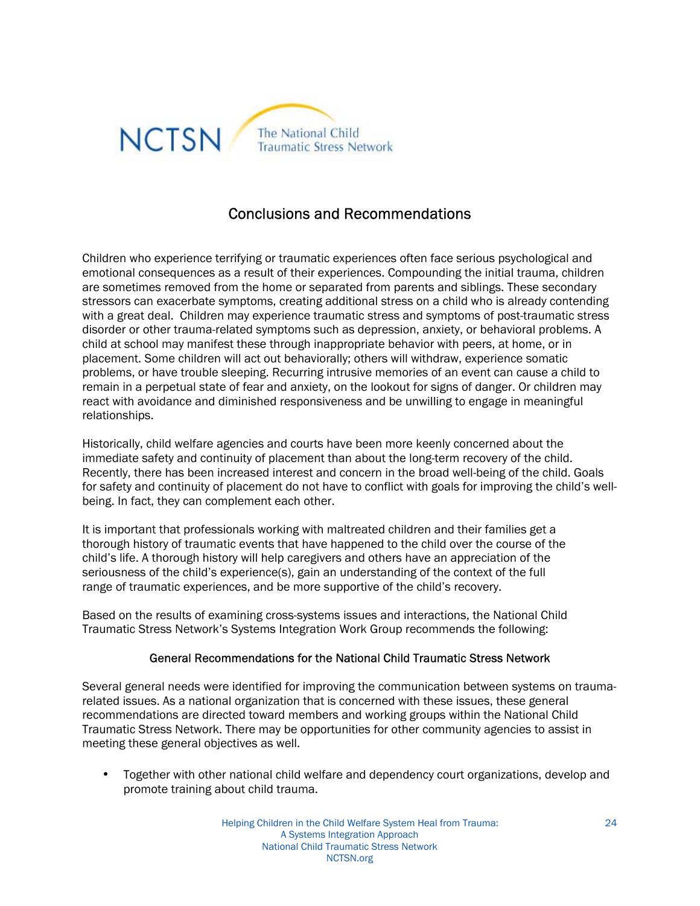NCTSN The National Child Traumatic Stress Network

## Conclusions and Recommendations

Children who experience terrifying or traumatic experiences often face serious psychological and emotional consequences as a result of their experiences. Compounding the initial trauma, children are sometimes removed from the home or separated from parents and siblings. These secondary stressors can exacerbate symptoms, creating additional stress on a child who is already contending with a great deal. Children may experience traumatic stress and symptoms of post-traumatic stress disorder or other trauma-related symptoms such as depression, anxiety, or behavioral problems. A child at school may manifest these through inappropriate behavior with peers, at home, or in placement. Some children will act out behaviorally; others will withdraw, experience somatic problems, or have trouble sleeping. Recurring intrusive memories of an event can cause a child to remain in a perpetual state of fear and anxiety, on the lookout for signs of danger. Or children may react with avoidance and diminished responsiveness and be unwilling to engage in meaningful relationships.

Historically, child welfare agencies and courts have been more keenly concerned about the immediate safety and continuity of placement than about the long-term recovery of the child. Recently, there has been increased interest and concern in the broad well-being of the child. Goals for safety and continuity of placement do not have to conflict with goals for improving the child's well-being. In fact, they can complement each other.

It is important that professionals working with maltreated children and their families get a thorough history of traumatic events that have happened to the child over the course of the child's life. A thorough history will help caregivers and others have an appreciation of the seriousness of the child's experience(s), gain an understanding of the context of the full range of traumatic experiences, and be more supportive of the child's recovery.

Based on the results of examining cross-systems issues and interactions, the National Child Traumatic Stress Network's Systems Integration Work Group recommends the following:

### General Recommendations for the National Child Traumatic Stress Network

Several general needs were identified for improving the communication between systems on trauma-related issues. As a national organization that is concerned with these issues, these general recommendations are directed toward members and working groups within the National Child Traumatic Stress Network. There may be opportunities for other community agencies to assist in meeting these general objectives as well.

- Together with other national child welfare and dependency court organizations, develop and promote training about child trauma.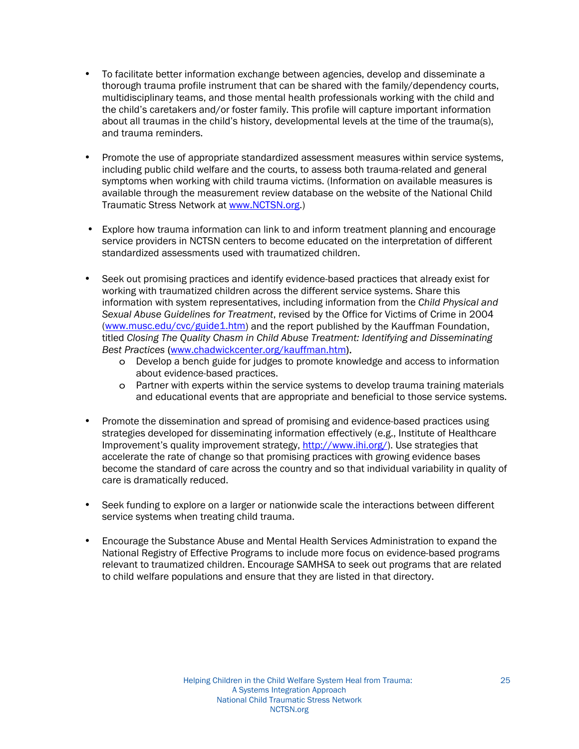- To facilitate better information exchange between agencies, develop and disseminate a thorough trauma profile instrument that can be shared with the family/dependency courts, multidisciplinary teams, and those mental health professionals working with the child and the child's caretakers and/or foster family. This profile will capture important information about all traumas in the child's history, developmental levels at the time of the trauma(s), and trauma reminders.

- Promote the use of appropriate standardized assessment measures within service systems, including public child welfare and the courts, to assess both trauma-related and general symptoms when working with child trauma victims. (Information on available measures is available through the measurement review database on the website of the National Child Traumatic Stress Network at www.NCTSN.org.)

- Explore how trauma information can link to and inform treatment planning and encourage service providers in NCTSN centers to become educated on the interpretation of different standardized assessments used with traumatized children.

- Seek out promising practices and identify evidence-based practices that already exist for working with traumatized children across the different service systems. Share this information with system representatives, including information from the *Child Physical and Sexual Abuse Guidelines for Treatment*, revised by the Office for Victims of Crime in 2004 (www.musc.edu/cvc/guide1.htm) and the report published by the Kauffman Foundation, titled *Closing The Quality Chasm in Child Abuse Treatment: Identifying and Disseminating Best Practices* (www.chadwickcenter.org/kauffman.htm).
    - Develop a bench guide for judges to promote knowledge and access to information about evidence-based practices.
    - Partner with experts within the service systems to develop trauma training materials and educational events that are appropriate and beneficial to those service systems.

- Promote the dissemination and spread of promising and evidence-based practices using strategies developed for disseminating information effectively (e.g., Institute of Healthcare Improvement's quality improvement strategy, http://www.ihi.org/). Use strategies that accelerate the rate of change so that promising practices with growing evidence bases become the standard of care across the country and so that individual variability in quality of care is dramatically reduced.

- Seek funding to explore on a larger or nationwide scale the interactions between different service systems when treating child trauma.

- Encourage the Substance Abuse and Mental Health Services Administration to expand the National Registry of Effective Programs to include more focus on evidence-based programs relevant to traumatized children. Encourage SAMHSA to seek out programs that are related to child welfare populations and ensure that they are listed in that directory.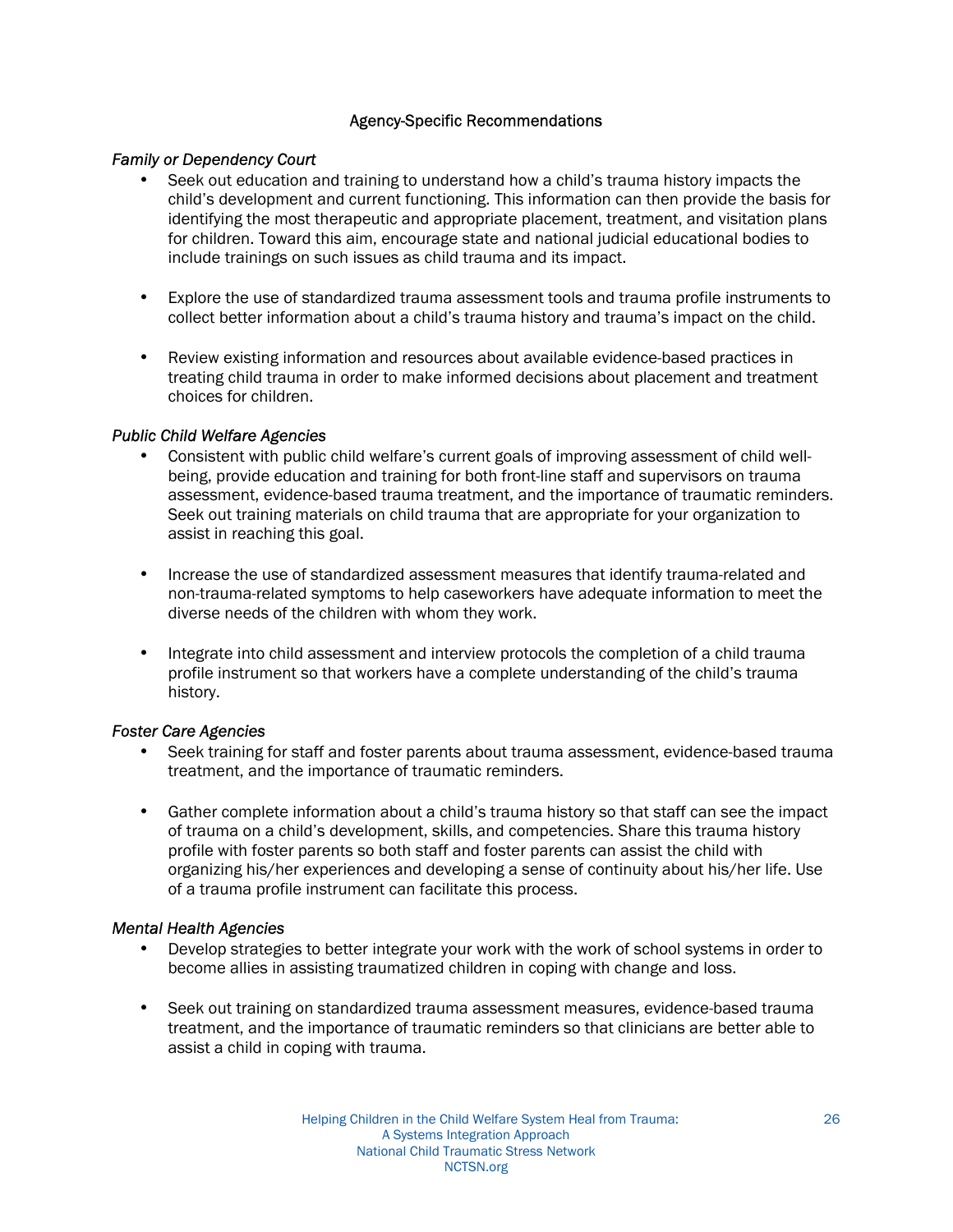## Agency-Specific Recommendations

*Family or Dependency Court*

- Seek out education and training to understand how a child's trauma history impacts the child's development and current functioning. This information can then provide the basis for identifying the most therapeutic and appropriate placement, treatment, and visitation plans for children. Toward this aim, encourage state and national judicial educational bodies to include trainings on such issues as child trauma and its impact.

- Explore the use of standardized trauma assessment tools and trauma profile instruments to collect better information about a child's trauma history and trauma's impact on the child.

- Review existing information and resources about available evidence-based practices in treating child trauma in order to make informed decisions about placement and treatment choices for children.

*Public Child Welfare Agencies*

- Consistent with public child welfare's current goals of improving assessment of child well-being, provide education and training for both front-line staff and supervisors on trauma assessment, evidence-based trauma treatment, and the importance of traumatic reminders. Seek out training materials on child trauma that are appropriate for your organization to assist in reaching this goal.

- Increase the use of standardized assessment measures that identify trauma-related and non-trauma-related symptoms to help caseworkers have adequate information to meet the diverse needs of the children with whom they work.

- Integrate into child assessment and interview protocols the completion of a child trauma profile instrument so that workers have a complete understanding of the child's trauma history.

*Foster Care Agencies*

- Seek training for staff and foster parents about trauma assessment, evidence-based trauma treatment, and the importance of traumatic reminders.

- Gather complete information about a child's trauma history so that staff can see the impact of trauma on a child's development, skills, and competencies. Share this trauma history profile with foster parents so both staff and foster parents can assist the child with organizing his/her experiences and developing a sense of continuity about his/her life. Use of a trauma profile instrument can facilitate this process.

*Mental Health Agencies*

- Develop strategies to better integrate your work with the work of school systems in order to become allies in assisting traumatized children in coping with change and loss.

- Seek out training on standardized trauma assessment measures, evidence-based trauma treatment, and the importance of traumatic reminders so that clinicians are better able to assist a child in coping with trauma.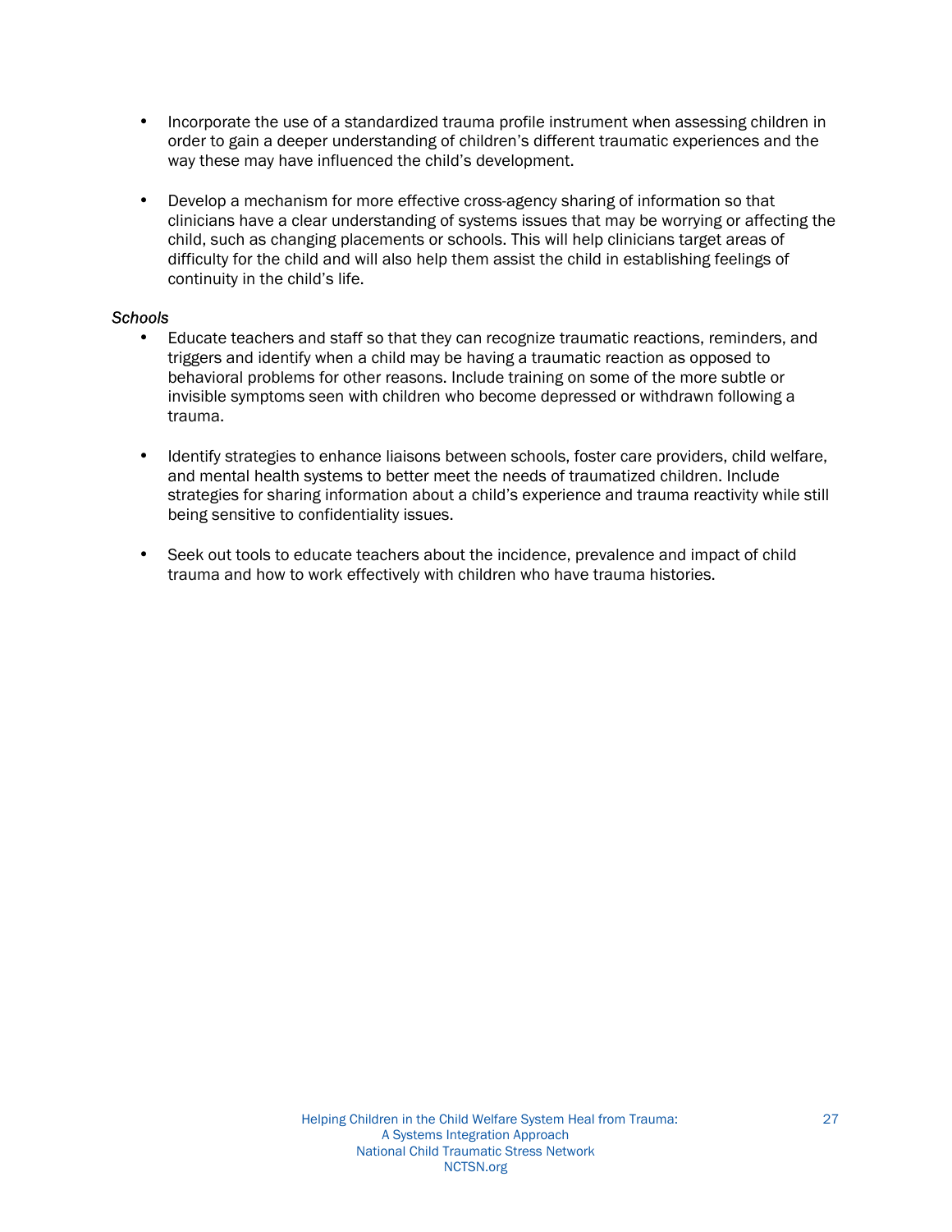- Incorporate the use of a standardized trauma profile instrument when assessing children in order to gain a deeper understanding of children's different traumatic experiences and the way these may have influenced the child's development.

- Develop a mechanism for more effective cross-agency sharing of information so that clinicians have a clear understanding of systems issues that may be worrying or affecting the child, such as changing placements or schools. This will help clinicians target areas of difficulty for the child and will also help them assist the child in establishing feelings of continuity in the child's life.

*Schools*

- Educate teachers and staff so that they can recognize traumatic reactions, reminders, and triggers and identify when a child may be having a traumatic reaction as opposed to behavioral problems for other reasons. Include training on some of the more subtle or invisible symptoms seen with children who become depressed or withdrawn following a trauma.

- Identify strategies to enhance liaisons between schools, foster care providers, child welfare, and mental health systems to better meet the needs of traumatized children. Include strategies for sharing information about a child's experience and trauma reactivity while still being sensitive to confidentiality issues.

- Seek out tools to educate teachers about the incidence, prevalence and impact of child trauma and how to work effectively with children who have trauma histories.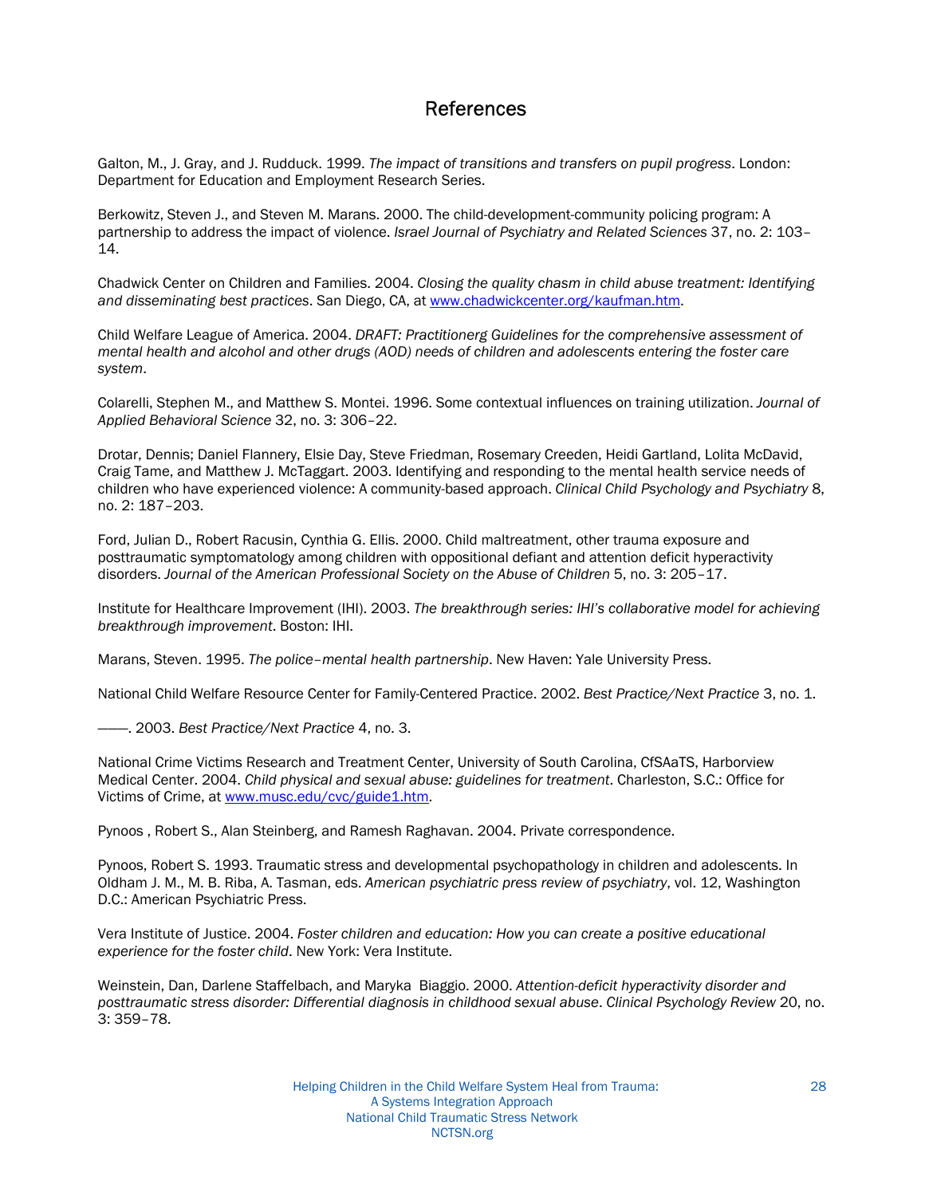# References

Galton, M., J. Gray, and J. Rudduck. 1999. *The impact of transitions and transfers on pupil progress*. London: Department for Education and Employment Research Series.

Berkowitz, Steven J., and Steven M. Marans. 2000. The child-development-community policing program: A partnership to address the impact of violence. *Israel Journal of Psychiatry and Related Sciences* 37, no. 2: 103–14.

Chadwick Center on Children and Families. 2004. *Closing the quality chasm in child abuse treatment: Identifying and disseminating best practices*. San Diego, CA, at www.chadwickcenter.org/kaufman.htm.

Child Welfare League of America. 2004. *DRAFT: Practitionerg Guidelines for the comprehensive assessment of mental health and alcohol and other drugs (AOD) needs of children and adolescents entering the foster care system*.

Colarelli, Stephen M., and Matthew S. Montei. 1996. Some contextual influences on training utilization. *Journal of Applied Behavioral Science* 32, no. 3: 306–22.

Drotar, Dennis; Daniel Flannery, Elsie Day, Steve Friedman, Rosemary Creeden, Heidi Gartland, Lolita McDavid, Craig Tame, and Matthew J. McTaggart. 2003. Identifying and responding to the mental health service needs of children who have experienced violence: A community-based approach. *Clinical Child Psychology and Psychiatry* 8, no. 2: 187–203.

Ford, Julian D., Robert Racusin, Cynthia G. Ellis. 2000. Child maltreatment, other trauma exposure and posttraumatic symptomatology among children with oppositional defiant and attention deficit hyperactivity disorders. *Journal of the American Professional Society on the Abuse of Children* 5, no. 3: 205–17.

Institute for Healthcare Improvement (IHI). 2003. *The breakthrough series: IHI's collaborative model for achieving breakthrough improvement*. Boston: IHI.

Marans, Steven. 1995. *The police–mental health partnership*. New Haven: Yale University Press.

National Child Welfare Resource Center for Family-Centered Practice. 2002. *Best Practice/Next Practice* 3, no. 1.

——. 2003. *Best Practice/Next Practice* 4, no. 3.

National Crime Victims Research and Treatment Center, University of South Carolina, CfSAaTS, Harborview Medical Center. 2004. *Child physical and sexual abuse: guidelines for treatment*. Charleston, S.C.: Office for Victims of Crime, at www.musc.edu/cvc/guide1.htm.

Pynoos , Robert S., Alan Steinberg, and Ramesh Raghavan. 2004. Private correspondence.

Pynoos, Robert S. 1993. Traumatic stress and developmental psychopathology in children and adolescents. In Oldham J. M., M. B. Riba, A. Tasman, eds. *American psychiatric press review of psychiatry*, vol. 12, Washington D.C.: American Psychiatric Press.

Vera Institute of Justice. 2004. *Foster children and education: How you can create a positive educational experience for the foster child*. New York: Vera Institute.

Weinstein, Dan, Darlene Staffelbach, and Maryka Biaggio. 2000. *Attention-deficit hyperactivity disorder and posttraumatic stress disorder: Differential diagnosis in childhood sexual abuse*. *Clinical Psychology Review* 20, no. 3: 359–78.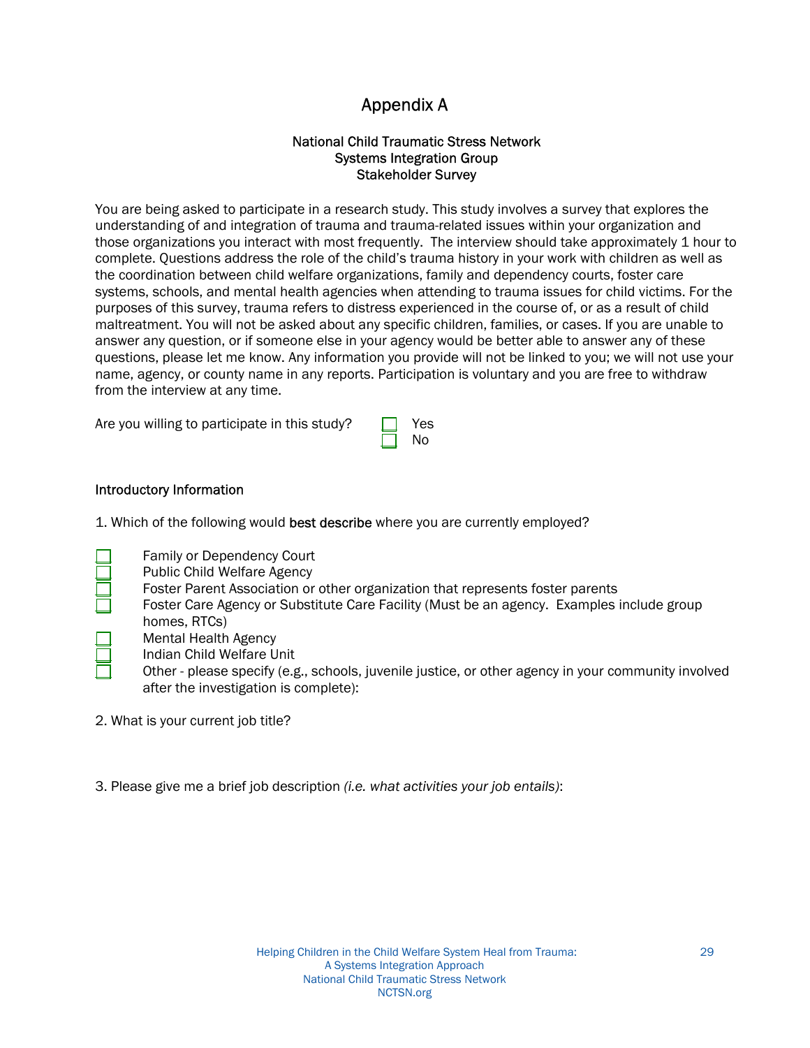# Appendix A

### National Child Traumatic Stress Network
### Systems Integration Group
### Stakeholder Survey

You are being asked to participate in a research study. This study involves a survey that explores the understanding of and integration of trauma and trauma-related issues within your organization and those organizations you interact with most frequently. The interview should take approximately 1 hour to complete. Questions address the role of the child's trauma history in your work with children as well as the coordination between child welfare organizations, family and dependency courts, foster care systems, schools, and mental health agencies when attending to trauma issues for child victims. For the purposes of this survey, trauma refers to distress experienced in the course of, or as a result of child maltreatment. You will not be asked about any specific children, families, or cases. If you are unable to answer any question, or if someone else in your agency would be better able to answer any of these questions, please let me know. Any information you provide will not be linked to you; we will not use your name, agency, or county name in any reports. Participation is voluntary and you are free to withdraw from the interview at any time.

Are you willing to participate in this study?

- ☐ Yes
- ☐ No

## Introductory Information

1. Which of the following would **best describe** where you are currently employed?

- ☐ Family or Dependency Court
- ☐ Public Child Welfare Agency
- ☐ Foster Parent Association or other organization that represents foster parents
- ☐ Foster Care Agency or Substitute Care Facility (Must be an agency. Examples include group homes, RTCs)
- ☐ Mental Health Agency
- ☐ Indian Child Welfare Unit
- ☐ Other - please specify (e.g., schools, juvenile justice, or other agency in your community involved after the investigation is complete):

2. What is your current job title?

3. Please give me a brief job description *(i.e. what activities your job entails)*: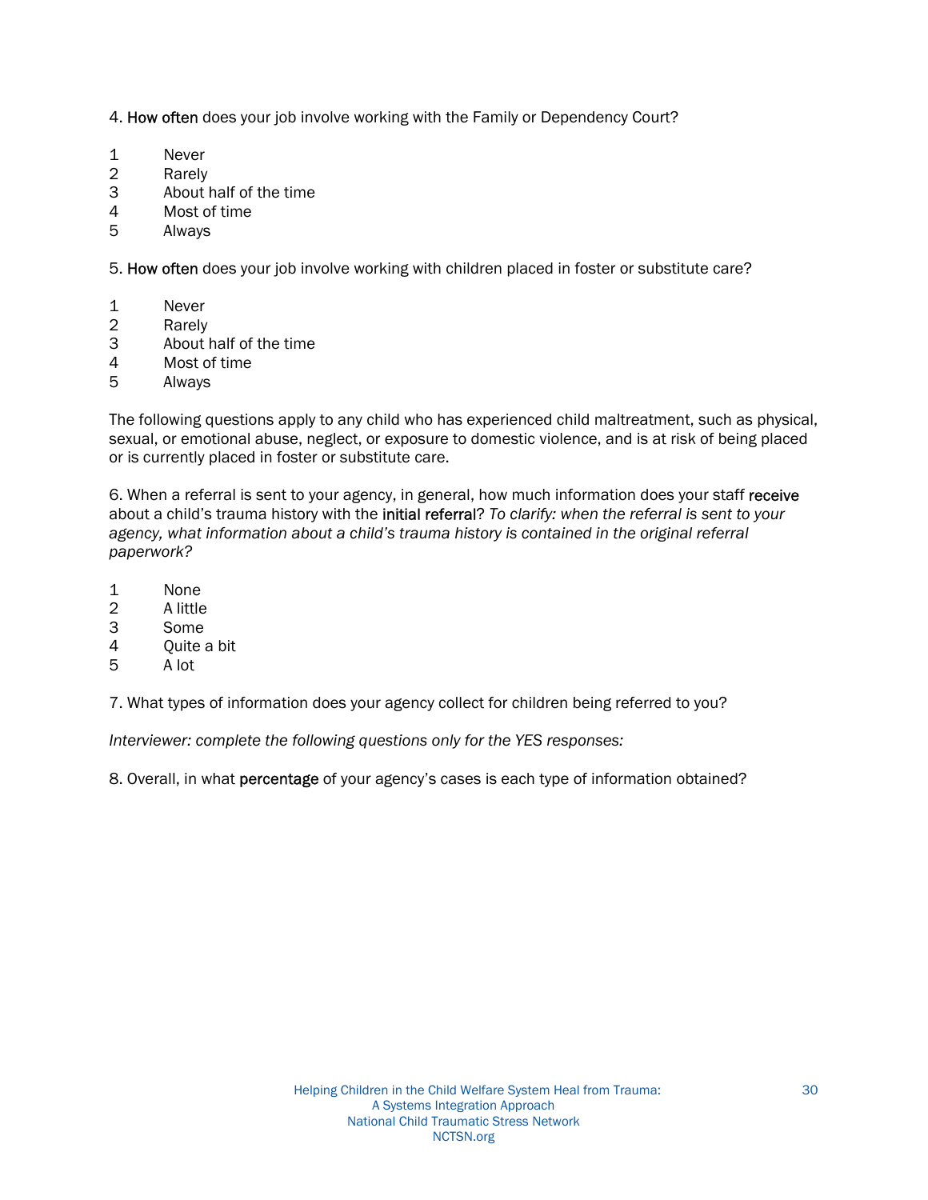4. **How often** does your job involve working with the Family or Dependency Court?

1 Never
2 Rarely
3 About half of the time
4 Most of time
5 Always

5. **How often** does your job involve working with children placed in foster or substitute care?

1 Never
2 Rarely
3 About half of the time
4 Most of time
5 Always

The following questions apply to any child who has experienced child maltreatment, such as physical, sexual, or emotional abuse, neglect, or exposure to domestic violence, and is at risk of being placed or is currently placed in foster or substitute care.

6. When a referral is sent to your agency, in general, how much information does your staff **receive** about a child's trauma history with the **initial referral**? *To clarify: when the referral is sent to your agency, what information about a child's trauma history is contained in the original referral paperwork?*

1 None
2 A little
3 Some
4 Quite a bit
5 A lot

7. What types of information does your agency collect for children being referred to you?

*Interviewer: complete the following questions only for the YES responses:*

8. Overall, in what **percentage** of your agency's cases is each type of information obtained?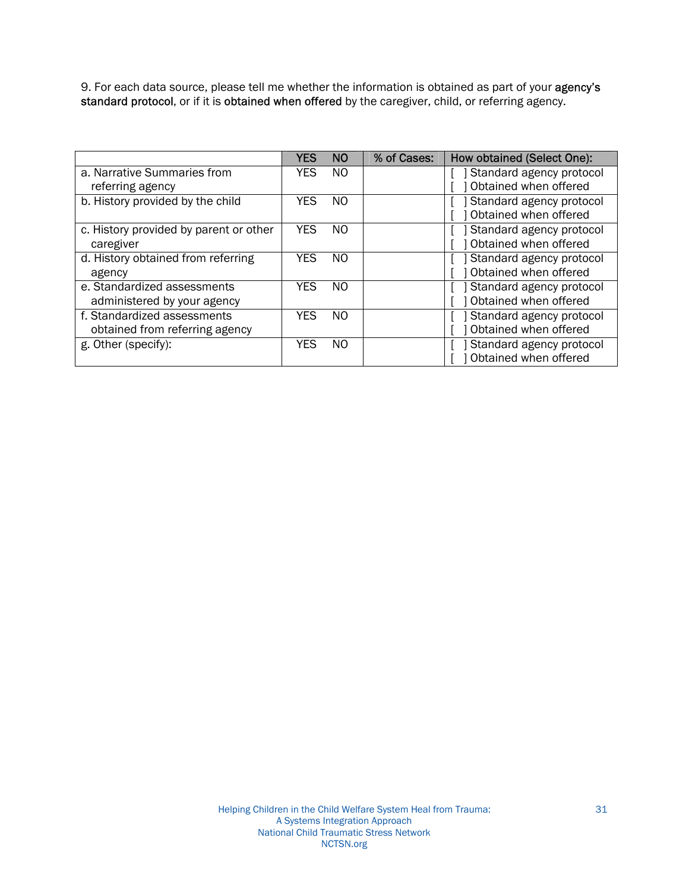9. For each data source, please tell me whether the information is obtained as part of your **agency's standard protocol**, or if it is **obtained when offered** by the caregiver, child, or referring agency.

| | YES | NO | % of Cases: | How obtained (Select One): |
|---|---|---|---|---|
| a. Narrative Summaries from referring agency | YES | NO | | [ ] Standard agency protocol<br>[ ] Obtained when offered |
| b. History provided by the child | YES | NO | | [ ] Standard agency protocol<br>[ ] Obtained when offered |
| c. History provided by parent or other caregiver | YES | NO | | [ ] Standard agency protocol<br>[ ] Obtained when offered |
| d. History obtained from referring agency | YES | NO | | [ ] Standard agency protocol<br>[ ] Obtained when offered |
| e. Standardized assessments administered by your agency | YES | NO | | [ ] Standard agency protocol<br>[ ] Obtained when offered |
| f. Standardized assessments obtained from referring agency | YES | NO | | [ ] Standard agency protocol<br>[ ] Obtained when offered |
| g. Other (specify): | YES | NO | | [ ] Standard agency protocol<br>[ ] Obtained when offered |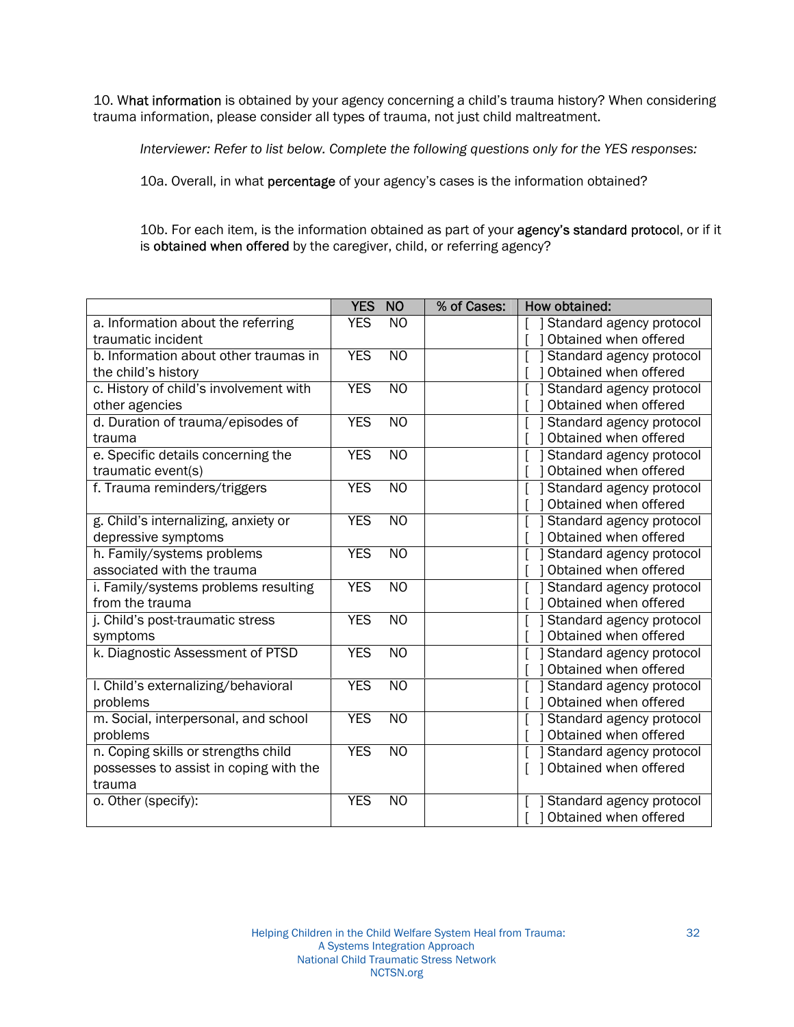10. **What information** is obtained by your agency concerning a child's trauma history? When considering trauma information, please consider all types of trauma, not just child maltreatment.

*Interviewer: Refer to list below. Complete the following questions only for the YES responses:*

10a. Overall, in what **percentage** of your agency's cases is the information obtained?

10b. For each item, is the information obtained as part of your **agency's standard protocol**, or if it is **obtained when offered** by the caregiver, child, or referring agency?

| | YES NO | % of Cases: | How obtained: |
|---|---|---|---|
| a. Information about the referring traumatic incident | YES NO | | [ ] Standard agency protocol<br>[ ] Obtained when offered |
| b. Information about other traumas in the child's history | YES NO | | [ ] Standard agency protocol<br>[ ] Obtained when offered |
| c. History of child's involvement with other agencies | YES NO | | [ ] Standard agency protocol<br>[ ] Obtained when offered |
| d. Duration of trauma/episodes of trauma | YES NO | | [ ] Standard agency protocol<br>[ ] Obtained when offered |
| e. Specific details concerning the traumatic event(s) | YES NO | | [ ] Standard agency protocol<br>[ ] Obtained when offered |
| f. Trauma reminders/triggers | YES NO | | [ ] Standard agency protocol<br>[ ] Obtained when offered |
| g. Child's internalizing, anxiety or depressive symptoms | YES NO | | [ ] Standard agency protocol<br>[ ] Obtained when offered |
| h. Family/systems problems associated with the trauma | YES NO | | [ ] Standard agency protocol<br>[ ] Obtained when offered |
| i. Family/systems problems resulting from the trauma | YES NO | | [ ] Standard agency protocol<br>[ ] Obtained when offered |
| j. Child's post-traumatic stress symptoms | YES NO | | [ ] Standard agency protocol<br>[ ] Obtained when offered |
| k. Diagnostic Assessment of PTSD | YES NO | | [ ] Standard agency protocol<br>[ ] Obtained when offered |
| l. Child's externalizing/behavioral problems | YES NO | | [ ] Standard agency protocol<br>[ ] Obtained when offered |
| m. Social, interpersonal, and school problems | YES NO | | [ ] Standard agency protocol<br>[ ] Obtained when offered |
| n. Coping skills or strengths child possesses to assist in coping with the trauma | YES NO | | [ ] Standard agency protocol<br>[ ] Obtained when offered |
| o. Other (specify): | YES NO | | [ ] Standard agency protocol<br>[ ] Obtained when offered |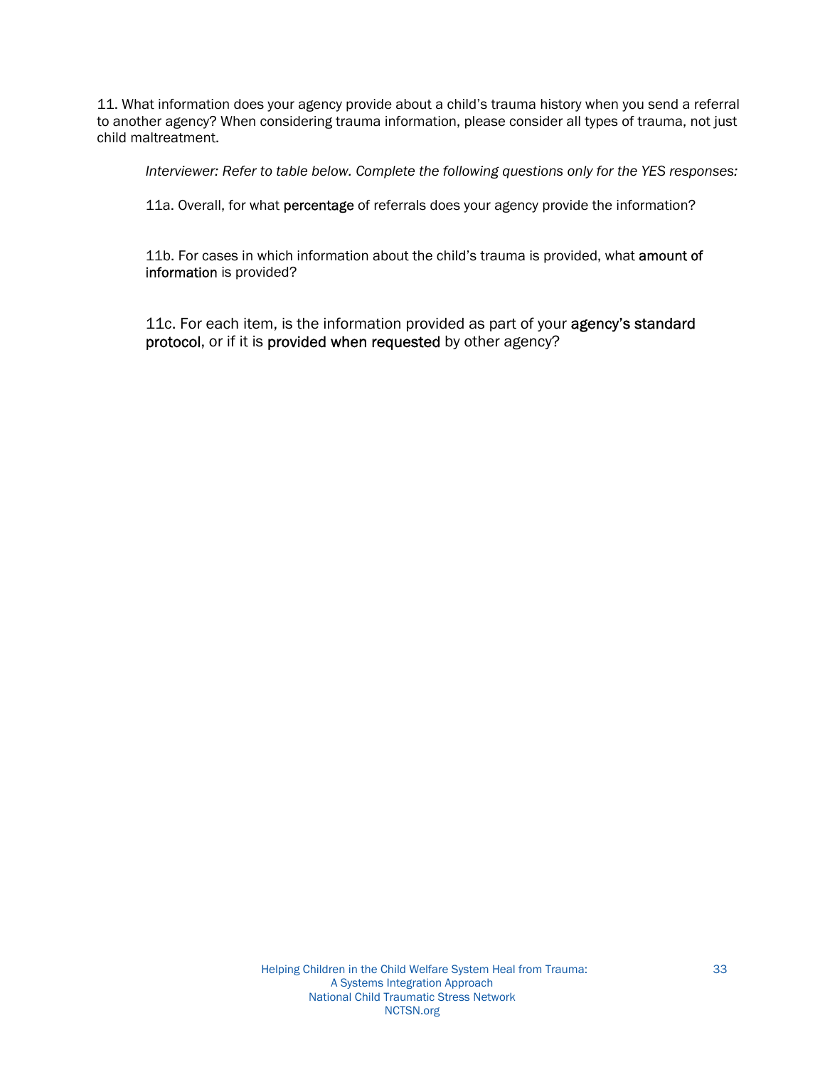11. What information does your agency provide about a child's trauma history when you send a referral to another agency? When considering trauma information, please consider all types of trauma, not just child maltreatment.

> *Interviewer: Refer to table below. Complete the following questions only for the YES responses:*
>
> 11a. Overall, for what **percentage** of referrals does your agency provide the information?
>
> 11b. For cases in which information about the child's trauma is provided, what **amount of information** is provided?
>
> 11c. For each item, is the information provided as part of your **agency's standard protocol**, or if it is **provided when requested** by other agency?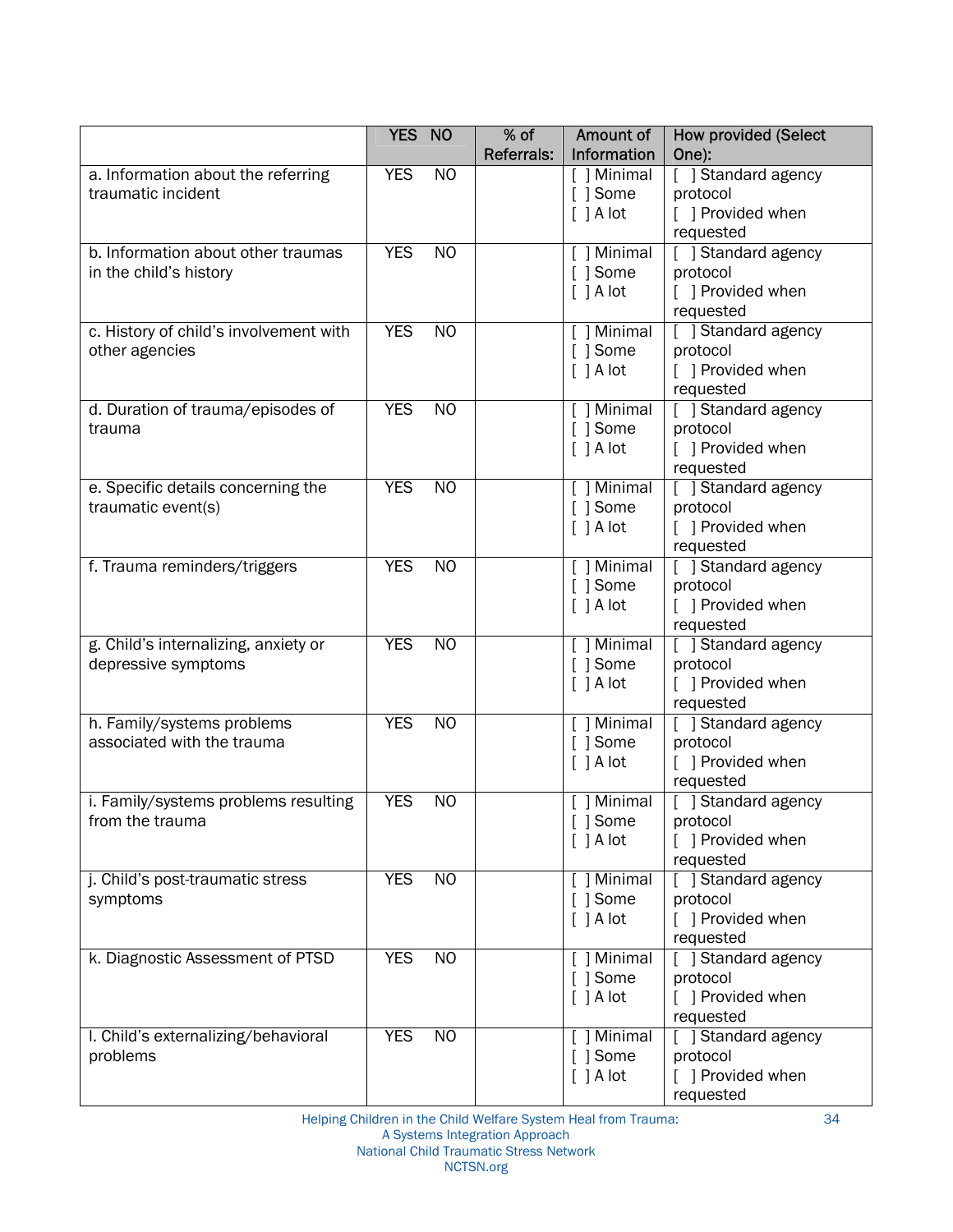| | YES NO | % of Referrals: | Amount of Information | How provided (Select One): |
|---|---|---|---|---|
| a. Information about the referring traumatic incident | YES NO | | [ ] Minimal<br>[ ] Some<br>[ ] A lot | [ ] Standard agency protocol<br>[ ] Provided when requested |
| b. Information about other traumas in the child's history | YES NO | | [ ] Minimal<br>[ ] Some<br>[ ] A lot | [ ] Standard agency protocol<br>[ ] Provided when requested |
| c. History of child's involvement with other agencies | YES NO | | [ ] Minimal<br>[ ] Some<br>[ ] A lot | [ ] Standard agency protocol<br>[ ] Provided when requested |
| d. Duration of trauma/episodes of trauma | YES NO | | [ ] Minimal<br>[ ] Some<br>[ ] A lot | [ ] Standard agency protocol<br>[ ] Provided when requested |
| e. Specific details concerning the traumatic event(s) | YES NO | | [ ] Minimal<br>[ ] Some<br>[ ] A lot | [ ] Standard agency protocol<br>[ ] Provided when requested |
| f. Trauma reminders/triggers | YES NO | | [ ] Minimal<br>[ ] Some<br>[ ] A lot | [ ] Standard agency protocol<br>[ ] Provided when requested |
| g. Child's internalizing, anxiety or depressive symptoms | YES NO | | [ ] Minimal<br>[ ] Some<br>[ ] A lot | [ ] Standard agency protocol<br>[ ] Provided when requested |
| h. Family/systems problems associated with the trauma | YES NO | | [ ] Minimal<br>[ ] Some<br>[ ] A lot | [ ] Standard agency protocol<br>[ ] Provided when requested |
| i. Family/systems problems resulting from the trauma | YES NO | | [ ] Minimal<br>[ ] Some<br>[ ] A lot | [ ] Standard agency protocol<br>[ ] Provided when requested |
| j. Child's post-traumatic stress symptoms | YES NO | | [ ] Minimal<br>[ ] Some<br>[ ] A lot | [ ] Standard agency protocol<br>[ ] Provided when requested |
| k. Diagnostic Assessment of PTSD | YES NO | | [ ] Minimal<br>[ ] Some<br>[ ] A lot | [ ] Standard agency protocol<br>[ ] Provided when requested |
| l. Child's externalizing/behavioral problems | YES NO | | [ ] Minimal<br>[ ] Some<br>[ ] A lot | [ ] Standard agency protocol<br>[ ] Provided when requested |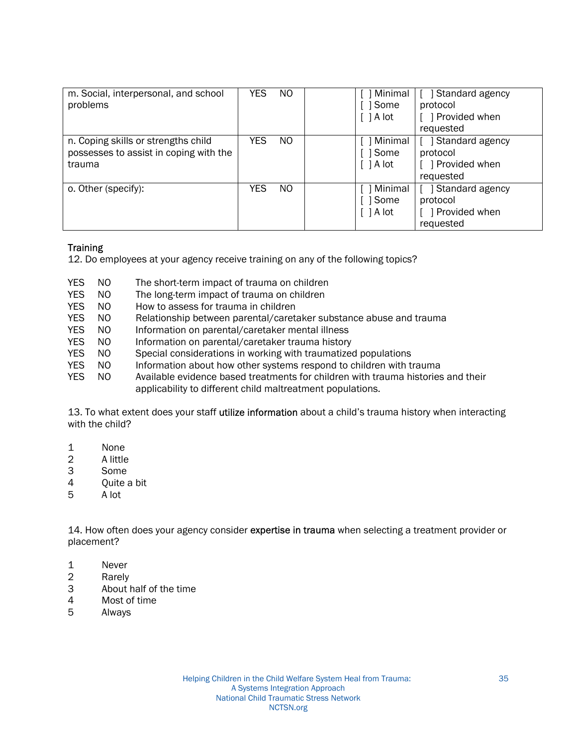| | | | | |
|---|---|---|---|---|
| m. Social, interpersonal, and school problems | YES NO | | [ ] Minimal<br>[ ] Some<br>[ ] A lot | [ ] Standard agency protocol<br>[ ] Provided when requested |
| n. Coping skills or strengths child possesses to assist in coping with the trauma | YES NO | | [ ] Minimal<br>[ ] Some<br>[ ] A lot | [ ] Standard agency protocol<br>[ ] Provided when requested |
| o. Other (specify): | YES NO | | [ ] Minimal<br>[ ] Some<br>[ ] A lot | [ ] Standard agency protocol<br>[ ] Provided when requested |

Training

12. Do employees at your agency receive training on any of the following topics?

YES NO The short-term impact of trauma on children
YES NO The long-term impact of trauma on children
YES NO How to assess for trauma in children
YES NO Relationship between parental/caretaker substance abuse and trauma
YES NO Information on parental/caretaker mental illness
YES NO Information on parental/caretaker trauma history
YES NO Special considerations in working with traumatized populations
YES NO Information about how other systems respond to children with trauma
YES NO Available evidence based treatments for children with trauma histories and their applicability to different child maltreatment populations.

13. To what extent does your staff utilize information about a child's trauma history when interacting with the child?

1 None
2 A little
3 Some
4 Quite a bit
5 A lot

14. How often does your agency consider expertise in trauma when selecting a treatment provider or placement?

1 Never
2 Rarely
3 About half of the time
4 Most of time
5 Always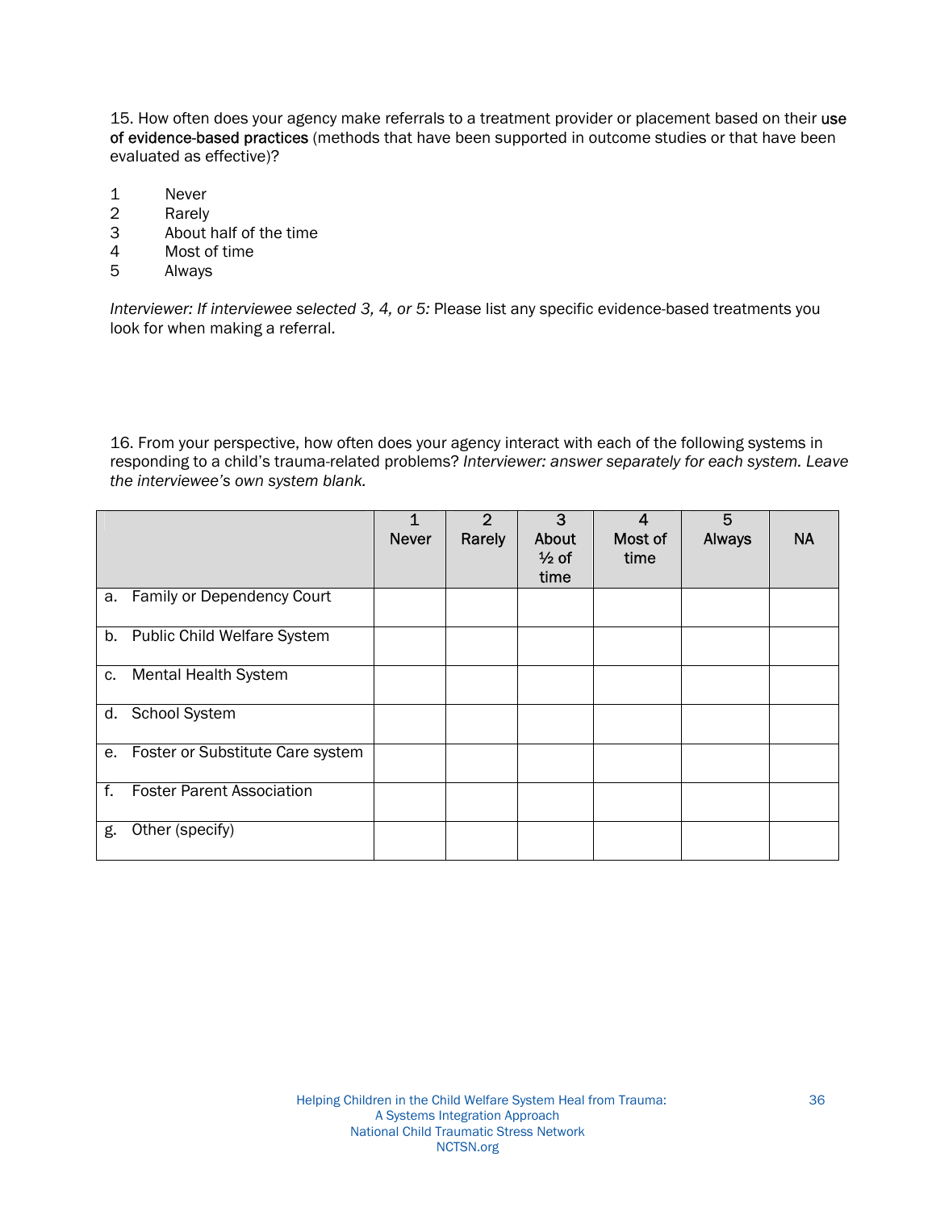15. How often does your agency make referrals to a treatment provider or placement based on their use of evidence-based practices (methods that have been supported in outcome studies or that have been evaluated as effective)?

1 Never
2 Rarely
3 About half of the time
4 Most of time
5 Always

*Interviewer: If interviewee selected 3, 4, or 5:* Please list any specific evidence-based treatments you look for when making a referral.

16. From your perspective, how often does your agency interact with each of the following systems in responding to a child's trauma-related problems? *Interviewer: answer separately for each system. Leave the interviewee's own system blank.*

| | 1 Never | 2 Rarely | 3 About ½ of time | 4 Most of time | 5 Always | NA |
|---|---|---|---|---|---|---|
| a. Family or Dependency Court | | | | | | |
| b. Public Child Welfare System | | | | | | |
| c. Mental Health System | | | | | | |
| d. School System | | | | | | |
| e. Foster or Substitute Care system | | | | | | |
| f. Foster Parent Association | | | | | | |
| g. Other (specify) | | | | | | |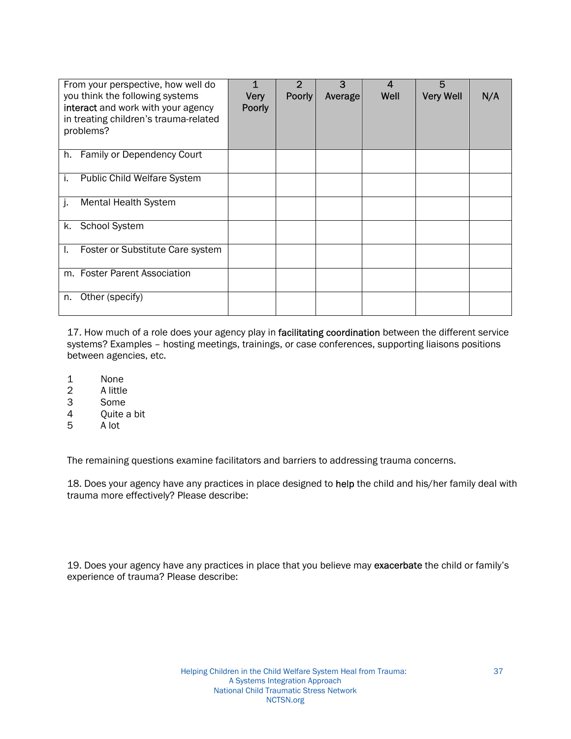| From your perspective, how well do you think the following systems **interact** and work with your agency in treating children's trauma-related problems? | 1 Very Poorly | 2 Poorly | 3 Average | 4 Well | 5 Very Well | N/A |
|---|---|---|---|---|---|---|
| h. Family or Dependency Court | | | | | | |
| i. Public Child Welfare System | | | | | | |
| j. Mental Health System | | | | | | |
| k. School System | | | | | | |
| l. Foster or Substitute Care system | | | | | | |
| m. Foster Parent Association | | | | | | |
| n. Other (specify) | | | | | | |

17. How much of a role does your agency play in **facilitating coordination** between the different service systems? Examples – hosting meetings, trainings, or case conferences, supporting liaisons positions between agencies, etc.

1 None
2 A little
3 Some
4 Quite a bit
5 A lot

The remaining questions examine facilitators and barriers to addressing trauma concerns.

18. Does your agency have any practices in place designed to **help** the child and his/her family deal with trauma more effectively? Please describe:

19. Does your agency have any practices in place that you believe may **exacerbate** the child or family's experience of trauma? Please describe: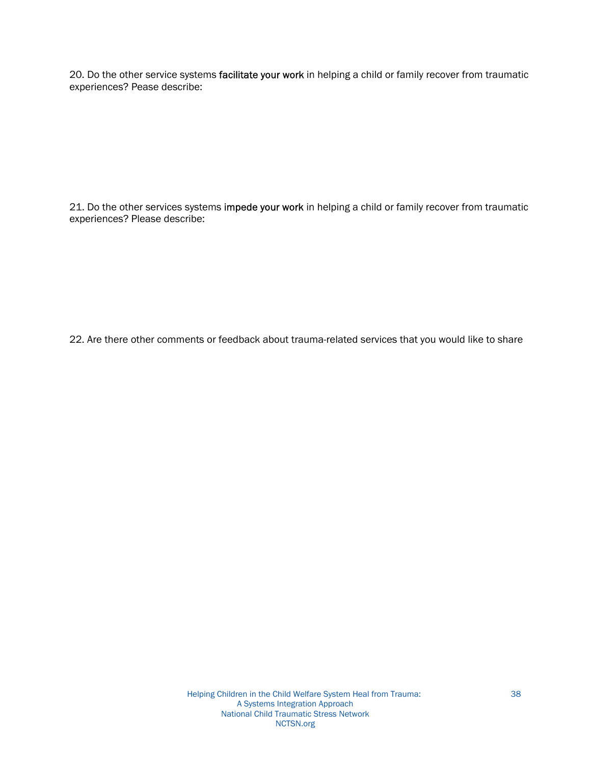20. Do the other service systems **facilitate your work** in helping a child or family recover from traumatic experiences? Pease describe:

21. Do the other services systems **impede your work** in helping a child or family recover from traumatic experiences? Please describe:

22. Are there other comments or feedback about trauma-related services that you would like to share